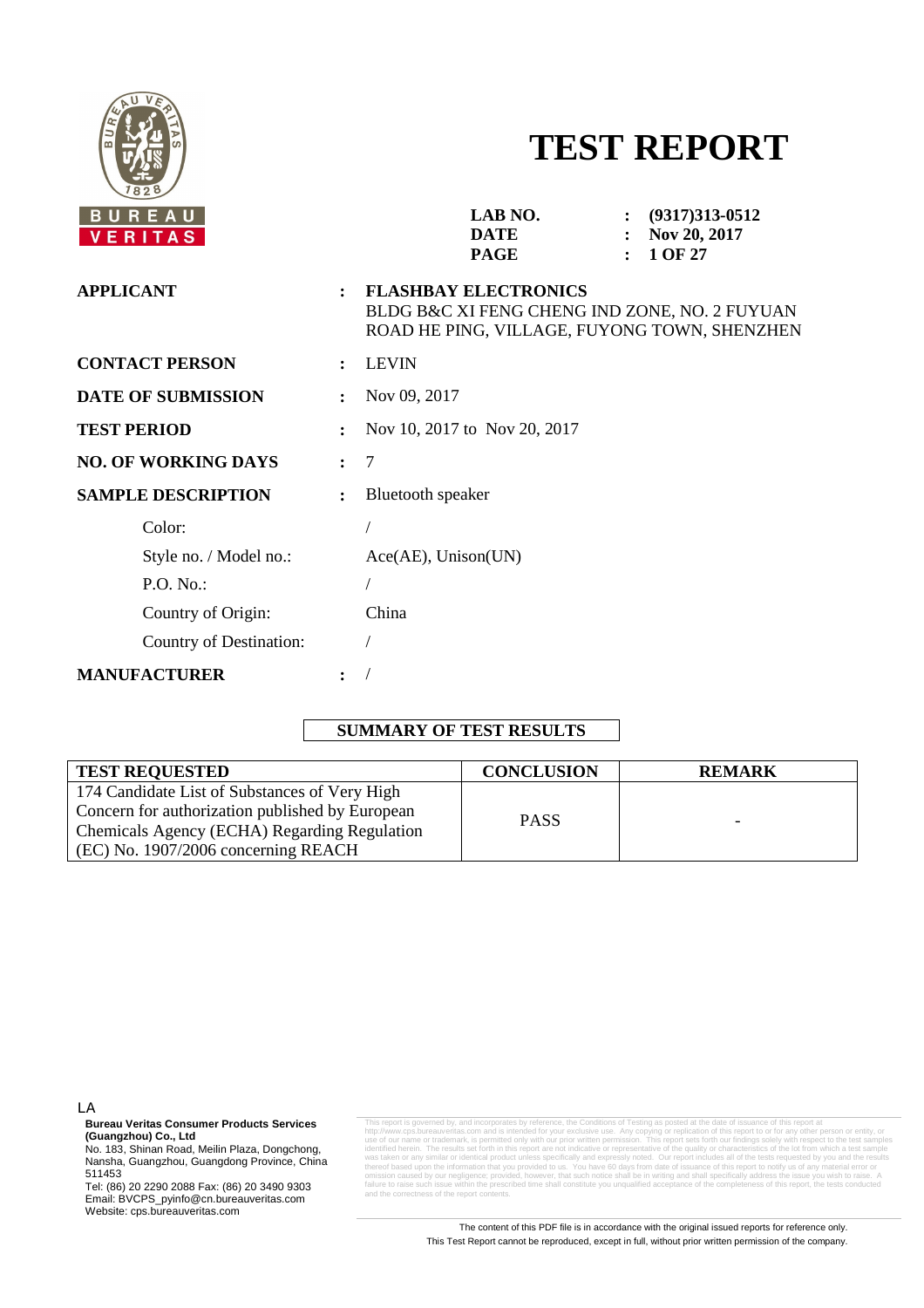# TEST REPORT

| | | |
|---|---|---|
| **LAB NO.** | : | **(9317)313-0512** |
| **DATE** | : | **Nov 20, 2017** |
| **PAGE** | : | **1 OF 27** |

| | | |
|---|---|---|
| **APPLICANT** | : | **FLASHBAY ELECTRONICS** BLDG B&C XI FENG CHENG IND ZONE, NO. 2 FUYUAN ROAD HE PING, VILLAGE, FUYONG TOWN, SHENZHEN |
| **CONTACT PERSON** | : | LEVIN |
| **DATE OF SUBMISSION** | : | Nov 09, 2017 |
| **TEST PERIOD** | : | Nov 10, 2017 to Nov 20, 2017 |
| **NO. OF WORKING DAYS** | : | 7 |
| **SAMPLE DESCRIPTION** | : | Bluetooth speaker |
| Color: | | / |
| Style no. / Model no.: | | Ace(AE), Unison(UN) |
| P.O. No.: | | / |
| Country of Origin: | | China |
| Country of Destination: | | / |
| **MANUFACTURER** | : | / |

## SUMMARY OF TEST RESULTS

| TEST REQUESTED | CONCLUSION | REMARK |
|---|---|---|
| 174 Candidate List of Substances of Very High Concern for authorization published by European Chemicals Agency (ECHA) Regarding Regulation (EC) No. 1907/2006 concerning REACH | PASS | - |

LA

**Bureau Veritas Consumer Products Services (Guangzhou) Co., Ltd**
No. 183, Shinan Road, Meilin Plaza, Dongchong, Nansha, Guangzhou, Guangdong Province, China 511453
Tel: (86) 20 2290 2088 Fax: (86) 20 3490 9303
Email: BVCPS_pyinfo@cn.bureauveritas.com
Website: cps.bureauveritas.com

This report is governed by, and incorporates by reference, the Conditions of Testing as posted at the date of issuance of this report at http://www.cps.bureauveritas.com and is intended for your exclusive use. Any copying or replication of this report to or for any other person or entity, or use of our name or trademark, is permitted only with our prior written permission. This report sets forth our findings solely with respect to the test samples identified herein. The results set forth in this report are not indicative or representative of the quality or characteristics of the lot from which a test sample was taken or any similar or identical product unless specifically and expressly noted. Our report includes all of the tests requested by you and the results thereof based upon the information that you provided to us. You have 60 days from date of issuance of this report to notify us of any material error or omission caused by our negligence; provided, however, that such notice shall be in writing and shall specifically address the issue you wish to raise. A failure to raise such issue within the prescribed time shall constitute you unqualified acceptance of the completeness of this report, the tests conducted and the correctness of the report contents.

The content of this PDF file is in accordance with the original issued reports for reference only.
This Test Report cannot be reproduced, except in full, without prior written permission of the company.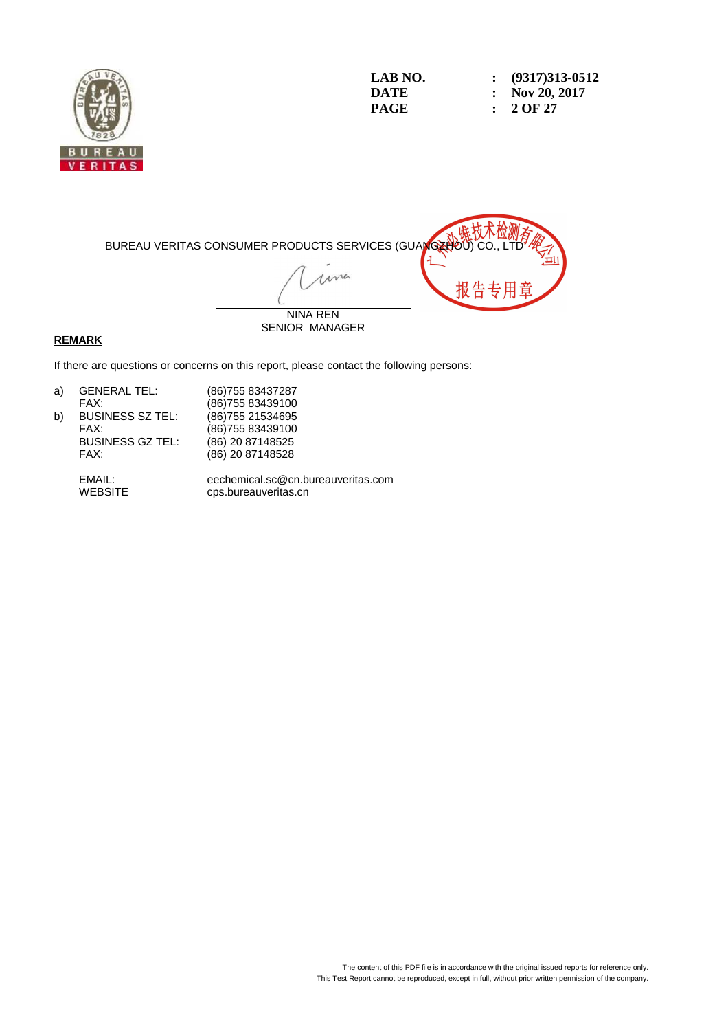| LAB NO. | : | (9317)313-0512 |
| --- | --- | --- |
| DATE | : | Nov 20, 2017 |

BUREAU VERITAS CONSUMER PRODUCTS SERVICES (GUANGZHOU) CO., LTD

NINA REN
SENIOR MANAGER

**REMARK**

If there are questions or concerns on this report, please contact the following persons:

| | | |
| --- | --- | --- |
| a) | GENERAL TEL: | (86)755 83437287 |
| | FAX: | (86)755 83439100 |
| b) | BUSINESS SZ TEL: | (86)755 21534695 |
| | FAX: | (86)755 83439100 |
| | BUSINESS GZ TEL: | (86) 20 87148525 |
| | FAX: | (86) 20 87148528 |
| | EMAIL: | eechemical.sc@cn.bureauveritas.com |
| | WEBSITE | cps.bureauveritas.cn |

The content of this PDF file is in accordance with the original issued reports for reference only.
This Test Report cannot be reproduced, except in full, without prior written permission of the company.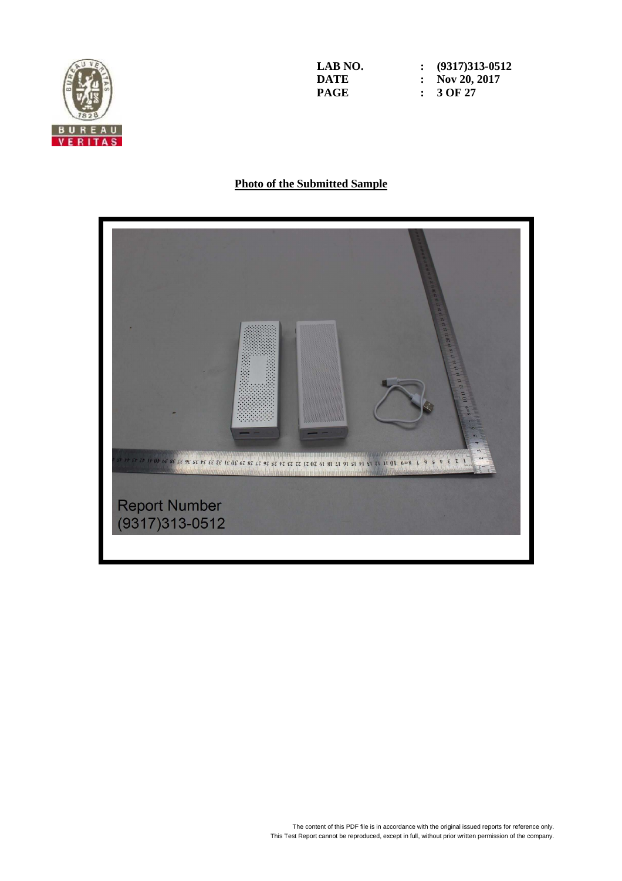| | | |
|---|---|---|
| **LAB NO.** | **:** | **(9317)313-0512** |
| **DATE** | **:** | **Nov 20, 2017** |

## Photo of the Submitted Sample

Report Number
(9317)313-0512

The content of this PDF file is in accordance with the original issued reports for reference only.
This Test Report cannot be reproduced, except in full, without prior written permission of the company.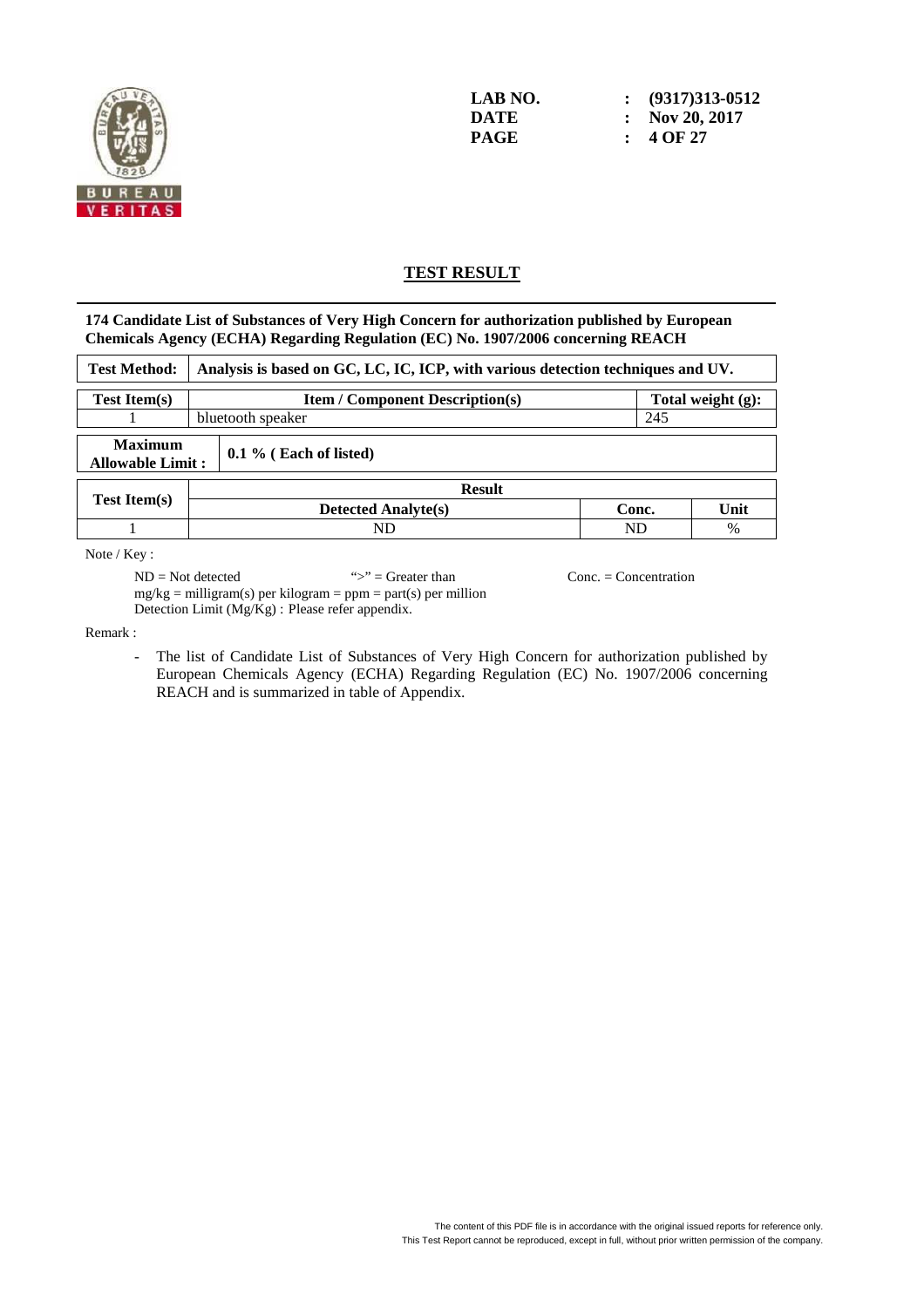LAB NO. : (9317)313-0512
DATE : Nov 20, 2017

## TEST RESULT

**174 Candidate List of Substances of Very High Concern for authorization published by European Chemicals Agency (ECHA) Regarding Regulation (EC) No. 1907/2006 concerning REACH**

| Test Method: | Analysis is based on GC, LC, IC, ICP, with various detection techniques and UV. |
|---|---|

| Test Item(s) | Item / Component Description(s) | Total weight (g): |
|---|---|---|
| 1 | bluetooth speaker | 245 |

| Maximum Allowable Limit : | 0.1 % ( Each of listed) |
|---|---|

| Test Item(s) | Result | | |
|---|---|---|---|
| | Detected Analyte(s) | Conc. | Unit |
| 1 | ND | ND | % |

Note / Key :

ND = Not detected ">" = Greater than Conc. = Concentration
mg/kg = milligram(s) per kilogram = ppm = part(s) per million
Detection Limit (Mg/Kg) : Please refer appendix.

Remark :

- The list of Candidate List of Substances of Very High Concern for authorization published by European Chemicals Agency (ECHA) Regarding Regulation (EC) No. 1907/2006 concerning REACH and is summarized in table of Appendix.

The content of this PDF file is in accordance with the original issued reports for reference only.
This Test Report cannot be reproduced, except in full, without prior written permission of the company.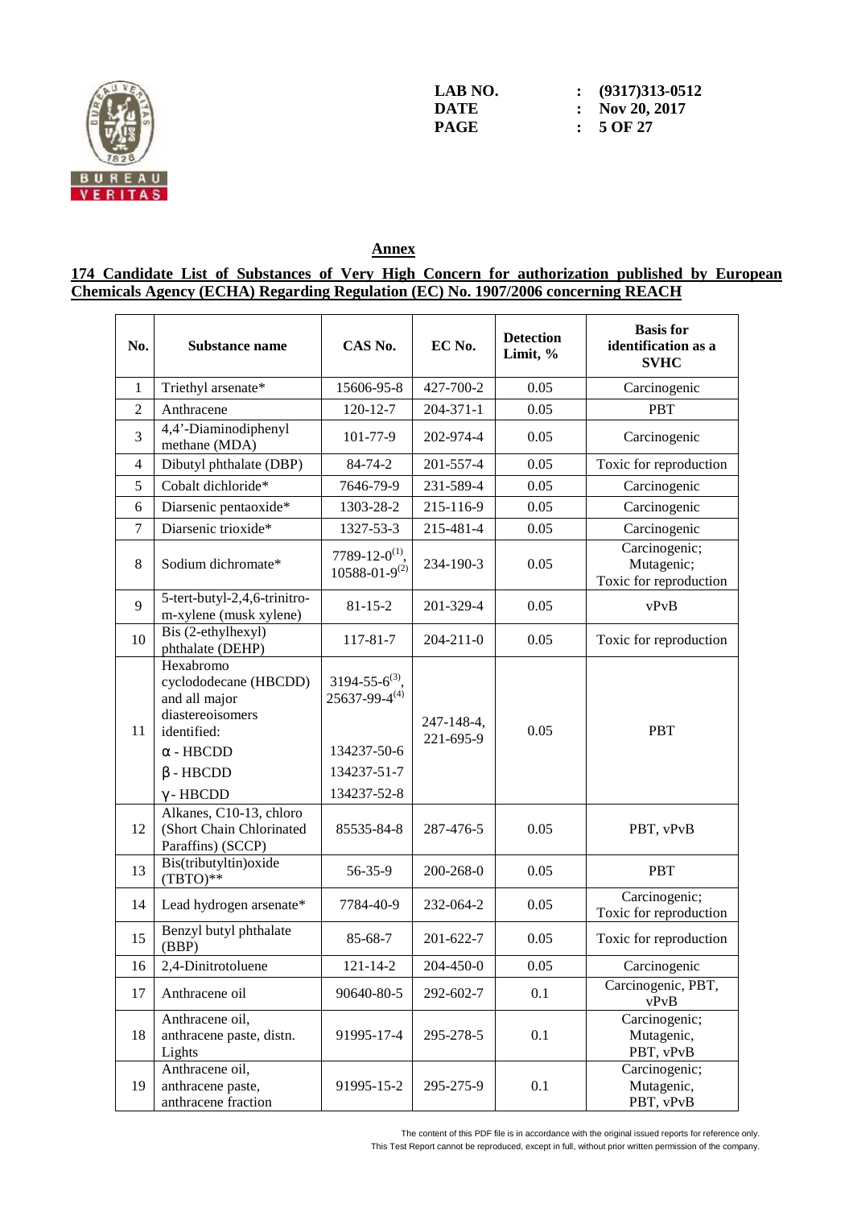**Annex**

**174 Candidate List of Substances of Very High Concern for authorization published by European Chemicals Agency (ECHA) Regarding Regulation (EC) No. 1907/2006 concerning REACH**

| No. | Substance name | CAS No. | EC No. | Detection Limit, % | Basis for identification as a SVHC |
|---|---|---|---|---|---|
| 1 | Triethyl arsenate* | 15606-95-8 | 427-700-2 | 0.05 | Carcinogenic |
| 2 | Anthracene | 120-12-7 | 204-371-1 | 0.05 | PBT |
| 3 | 4,4'-Diaminodiphenyl methane (MDA) | 101-77-9 | 202-974-4 | 0.05 | Carcinogenic |
| 4 | Dibutyl phthalate (DBP) | 84-74-2 | 201-557-4 | 0.05 | Toxic for reproduction |
| 5 | Cobalt dichloride* | 7646-79-9 | 231-589-4 | 0.05 | Carcinogenic |
| 6 | Diarsenic pentaoxide* | 1303-28-2 | 215-116-9 | 0.05 | Carcinogenic |
| 7 | Diarsenic trioxide* | 1327-53-3 | 215-481-4 | 0.05 | Carcinogenic |
| 8 | Sodium dichromate* | 7789-12-0[(1)], 10588-01-9[(2)] | 234-190-3 | 0.05 | Carcinogenic; Mutagenic; Toxic for reproduction |
| 9 | 5-tert-butyl-2,4,6-trinitro-m-xylene (musk xylene) | 81-15-2 | 201-329-4 | 0.05 | vPvB |
| 10 | Bis (2-ethylhexyl) phthalate (DEHP) | 117-81-7 | 204-211-0 | 0.05 | Toxic for reproduction |
| 11 | Hexabromo cyclododecane (HBCDD) and all major diastereoisomers identified: α - HBCDD β - HBCDD γ - HBCDD | 3194-55-6[(3)], 25637-99-4[(4)] 134237-50-6 134237-51-7 134237-52-8 | 247-148-4, 221-695-9 | 0.05 | PBT |
| 12 | Alkanes, C10-13, chloro (Short Chain Chlorinated Paraffins) (SCCP) | 85535-84-8 | 287-476-5 | 0.05 | PBT, vPvB |
| 13 | Bis(tributyltin)oxide (TBTO)** | 56-35-9 | 200-268-0 | 0.05 | PBT |
| 14 | Lead hydrogen arsenate* | 7784-40-9 | 232-064-2 | 0.05 | Carcinogenic; Toxic for reproduction |
| 15 | Benzyl butyl phthalate (BBP) | 85-68-7 | 201-622-7 | 0.05 | Toxic for reproduction |
| 16 | 2,4-Dinitrotoluene | 121-14-2 | 204-450-0 | 0.05 | Carcinogenic |
| 17 | Anthracene oil | 90640-80-5 | 292-602-7 | 0.1 | Carcinogenic, PBT, vPvB |
| 18 | Anthracene oil, anthracene paste, distn. Lights | 91995-17-4 | 295-278-5 | 0.1 | Carcinogenic; Mutagenic, PBT, vPvB |
| 19 | Anthracene oil, anthracene paste, anthracene fraction | 91995-15-2 | 295-275-9 | 0.1 | Carcinogenic; Mutagenic, PBT, vPvB |

The content of this PDF file is in accordance with the original issued reports for reference only.
This Test Report cannot be reproduced, except in full, without prior written permission of the company.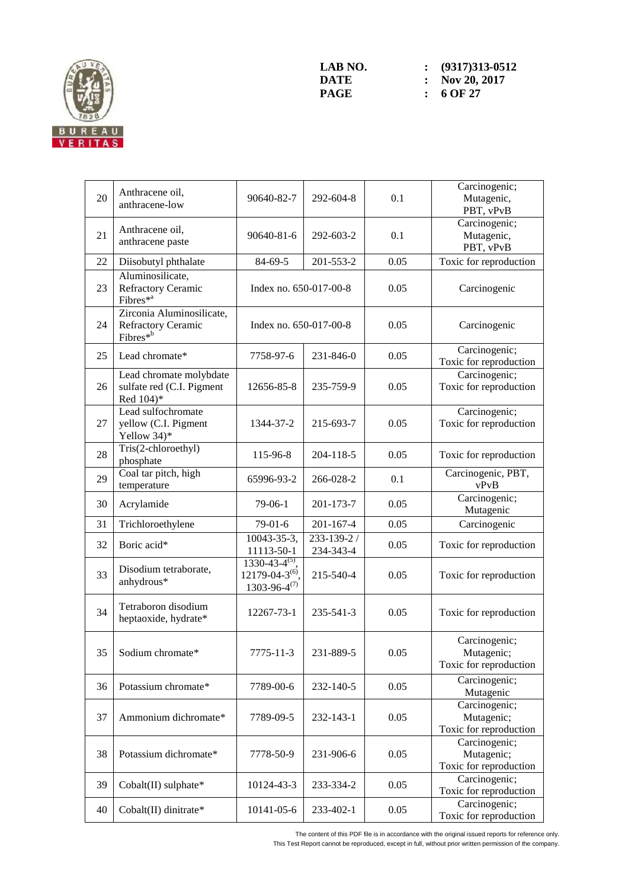| 20 | Anthracene oil, anthracene-low | 90640-82-7 | 292-604-8 | 0.1 | Carcinogenic; Mutagenic, PBT, vPvB |
|---|---|---|---|---|---|
| 21 | Anthracene oil, anthracene paste | 90640-81-6 | 292-603-2 | 0.1 | Carcinogenic; Mutagenic, PBT, vPvB |
| 22 | Diisobutyl phthalate | 84-69-5 | 201-553-2 | 0.05 | Toxic for reproduction |
| 23 | Aluminosilicate, Refractory Ceramic Fibres*[a] | Index no. 650-017-00-8 | | 0.05 | Carcinogenic |
| 24 | Zirconia Aluminosilicate, Refractory Ceramic Fibres*[b] | Index no. 650-017-00-8 | | 0.05 | Carcinogenic |
| 25 | Lead chromate* | 7758-97-6 | 231-846-0 | 0.05 | Carcinogenic; Toxic for reproduction |
| 26 | Lead chromate molybdate sulfate red (C.I. Pigment Red 104)* | 12656-85-8 | 235-759-9 | 0.05 | Carcinogenic; Toxic for reproduction |
| 27 | Lead sulfochromate yellow (C.I. Pigment Yellow 34)* | 1344-37-2 | 215-693-7 | 0.05 | Carcinogenic; Toxic for reproduction |
| 28 | Tris(2-chloroethyl) phosphate | 115-96-8 | 204-118-5 | 0.05 | Toxic for reproduction |
| 29 | Coal tar pitch, high temperature | 65996-93-2 | 266-028-2 | 0.1 | Carcinogenic, PBT, vPvB |
| 30 | Acrylamide | 79-06-1 | 201-173-7 | 0.05 | Carcinogenic; Mutagenic |
| 31 | Trichloroethylene | 79-01-6 | 201-167-4 | 0.05 | Carcinogenic |
| 32 | Boric acid* | 10043-35-3, 11113-50-1 | 233-139-2 / 234-343-4 | 0.05 | Toxic for reproduction |
| 33 | Disodium tetraborate, anhydrous* | 1330-43-4[(5)], 12179-04-3[(6)], 1303-96-4[(7)] | 215-540-4 | 0.05 | Toxic for reproduction |
| 34 | Tetraboron disodium heptaoxide, hydrate* | 12267-73-1 | 235-541-3 | 0.05 | Toxic for reproduction |
| 35 | Sodium chromate* | 7775-11-3 | 231-889-5 | 0.05 | Carcinogenic; Mutagenic; Toxic for reproduction |
| 36 | Potassium chromate* | 7789-00-6 | 232-140-5 | 0.05 | Carcinogenic; Mutagenic |
| 37 | Ammonium dichromate* | 7789-09-5 | 232-143-1 | 0.05 | Carcinogenic; Mutagenic; Toxic for reproduction |
| 38 | Potassium dichromate* | 7778-50-9 | 231-906-6 | 0.05 | Carcinogenic; Mutagenic; Toxic for reproduction |
| 39 | Cobalt(II) sulphate* | 10124-43-3 | 233-334-2 | 0.05 | Carcinogenic; Toxic for reproduction |
| 40 | Cobalt(II) dinitrate* | 10141-05-6 | 233-402-1 | 0.05 | Carcinogenic; Toxic for reproduction |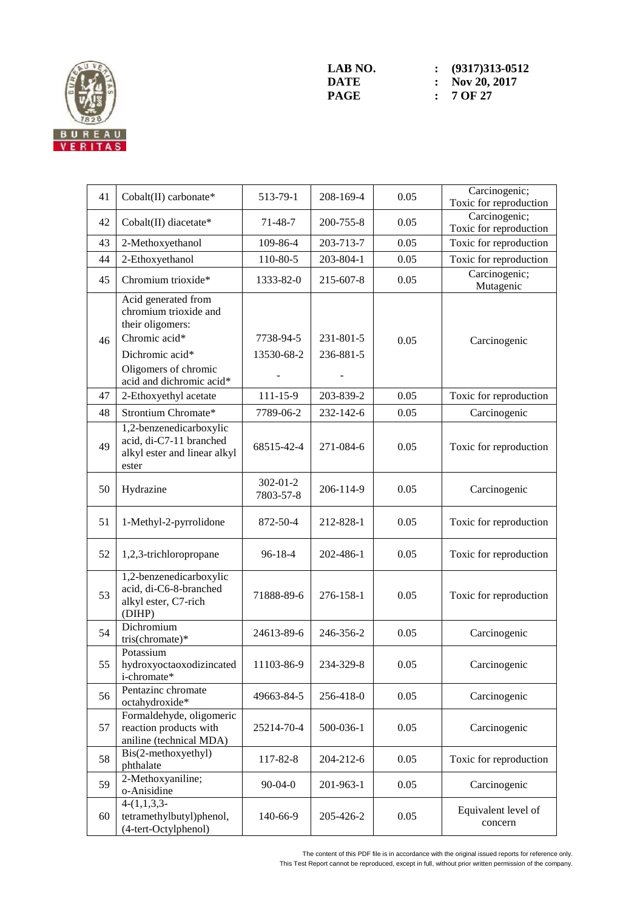| 41 | Cobalt(II) carbonate* | 513-79-1 | 208-169-4 | 0.05 | Carcinogenic; Toxic for reproduction |
|---|---|---|---|---|---|
| 42 | Cobalt(II) diacetate* | 71-48-7 | 200-755-8 | 0.05 | Carcinogenic; Toxic for reproduction |
| 43 | 2-Methoxyethanol | 109-86-4 | 203-713-7 | 0.05 | Toxic for reproduction |
| 44 | 2-Ethoxyethanol | 110-80-5 | 203-804-1 | 0.05 | Toxic for reproduction |
| 45 | Chromium trioxide* | 1333-82-0 | 215-607-8 | 0.05 | Carcinogenic; Mutagenic |
| 46 | Acid generated from chromium trioxide and their oligomers: Chromic acid* Dichromic acid* Oligomers of chromic acid and dichromic acid* | 7738-94-5 13530-68-2 - | 231-801-5 236-881-5 - | 0.05 | Carcinogenic |
| 47 | 2-Ethoxyethyl acetate | 111-15-9 | 203-839-2 | 0.05 | Toxic for reproduction |
| 48 | Strontium Chromate* | 7789-06-2 | 232-142-6 | 0.05 | Carcinogenic |
| 49 | 1,2-benzenedicarboxylic acid, di-C7-11 branched alkyl ester and linear alkyl ester | 68515-42-4 | 271-084-6 | 0.05 | Toxic for reproduction |
| 50 | Hydrazine | 302-01-2 7803-57-8 | 206-114-9 | 0.05 | Carcinogenic |
| 51 | 1-Methyl-2-pyrrolidone | 872-50-4 | 212-828-1 | 0.05 | Toxic for reproduction |
| 52 | 1,2,3-trichloropropane | 96-18-4 | 202-486-1 | 0.05 | Toxic for reproduction |
| 53 | 1,2-benzenedicarboxylic acid, di-C6-8-branched alkyl ester, C7-rich (DIHP) | 71888-89-6 | 276-158-1 | 0.05 | Toxic for reproduction |
| 54 | Dichromium tris(chromate)* | 24613-89-6 | 246-356-2 | 0.05 | Carcinogenic |
| 55 | Potassium hydroxyoctaoxodizincatedi-chromate* | 11103-86-9 | 234-329-8 | 0.05 | Carcinogenic |
| 56 | Pentazinc chromate octahydroxide* | 49663-84-5 | 256-418-0 | 0.05 | Carcinogenic |
| 57 | Formaldehyde, oligomeric reaction products with aniline (technical MDA) | 25214-70-4 | 500-036-1 | 0.05 | Carcinogenic |
| 58 | Bis(2-methoxyethyl) phthalate | 117-82-8 | 204-212-6 | 0.05 | Toxic for reproduction |
| 59 | 2-Methoxyaniline; o-Anisidine | 90-04-0 | 201-963-1 | 0.05 | Carcinogenic |
| 60 | 4-(1,1,3,3-tetramethylbutyl)phenol, (4-tert-Octylphenol) | 140-66-9 | 205-426-2 | 0.05 | Equivalent level of concern |

The content of this PDF file is in accordance with the original issued reports for reference only.
This Test Report cannot be reproduced, except in full, without prior written permission of the company.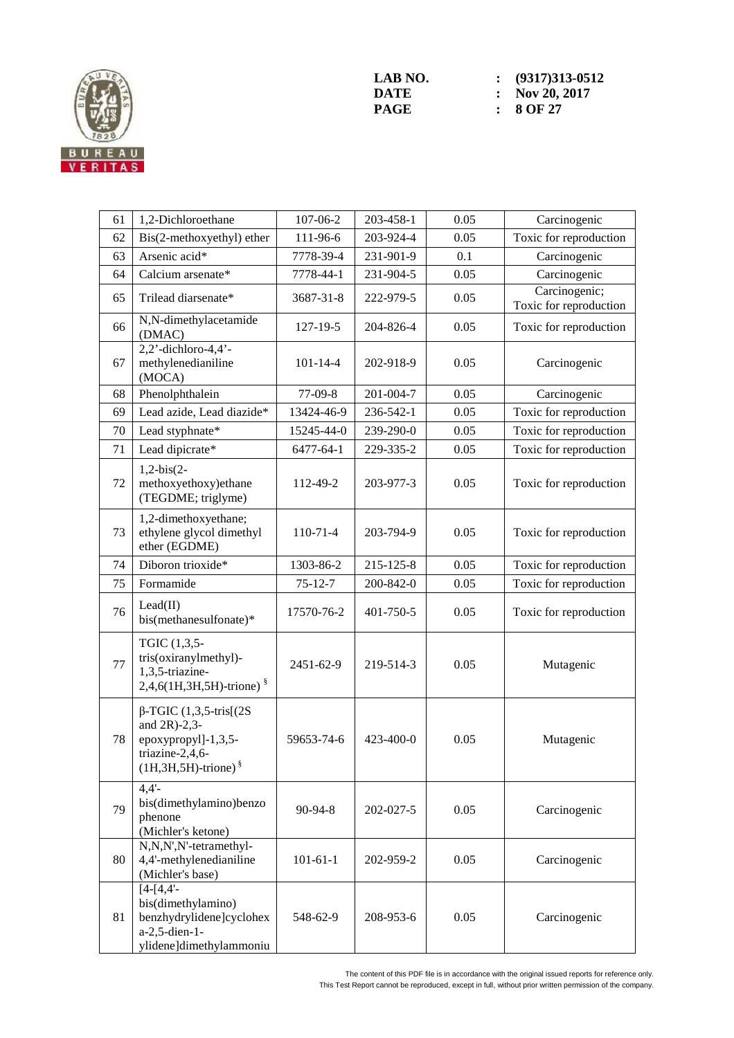| 61 | 1,2-Dichloroethane | 107-06-2 | 203-458-1 | 0.05 | Carcinogenic |
|---|---|---|---|---|---|
| 62 | Bis(2-methoxyethyl) ether | 111-96-6 | 203-924-4 | 0.05 | Toxic for reproduction |
| 63 | Arsenic acid* | 7778-39-4 | 231-901-9 | 0.1 | Carcinogenic |
| 64 | Calcium arsenate* | 7778-44-1 | 231-904-5 | 0.05 | Carcinogenic |
| 65 | Trilead diarsenate* | 3687-31-8 | 222-979-5 | 0.05 | Carcinogenic; Toxic for reproduction |
| 66 | N,N-dimethylacetamide (DMAC) | 127-19-5 | 204-826-4 | 0.05 | Toxic for reproduction |
| 67 | 2,2'-dichloro-4,4'-methylenedianiline (MOCA) | 101-14-4 | 202-918-9 | 0.05 | Carcinogenic |
| 68 | Phenolphthalein | 77-09-8 | 201-004-7 | 0.05 | Carcinogenic |
| 69 | Lead azide, Lead diazide* | 13424-46-9 | 236-542-1 | 0.05 | Toxic for reproduction |
| 70 | Lead styphnate* | 15245-44-0 | 239-290-0 | 0.05 | Toxic for reproduction |
| 71 | Lead dipicrate* | 6477-64-1 | 229-335-2 | 0.05 | Toxic for reproduction |
| 72 | 1,2-bis(2-methoxyethoxy)ethane (TEGDME; triglyme) | 112-49-2 | 203-977-3 | 0.05 | Toxic for reproduction |
| 73 | 1,2-dimethoxyethane; ethylene glycol dimethyl ether (EGDME) | 110-71-4 | 203-794-9 | 0.05 | Toxic for reproduction |
| 74 | Diboron trioxide* | 1303-86-2 | 215-125-8 | 0.05 | Toxic for reproduction |
| 75 | Formamide | 75-12-7 | 200-842-0 | 0.05 | Toxic for reproduction |
| 76 | Lead(II) bis(methanesulfonate)* | 17570-76-2 | 401-750-5 | 0.05 | Toxic for reproduction |
| 77 | TGIC (1,3,5-tris(oxiranylmethyl)-1,3,5-triazine-2,4,6(1H,3H,5H)-trione) § | 2451-62-9 | 219-514-3 | 0.05 | Mutagenic |
| 78 | β-TGIC (1,3,5-tris[(2S and 2R)-2,3-epoxypropyl]-1,3,5-triazine-2,4,6-(1H,3H,5H)-trione) § | 59653-74-6 | 423-400-0 | 0.05 | Mutagenic |
| 79 | 4,4'-bis(dimethylamino)benzophenone (Michler's ketone) | 90-94-8 | 202-027-5 | 0.05 | Carcinogenic |
| 80 | N,N,N',N'-tetramethyl-4,4'-methylenedianiline (Michler's base) | 101-61-1 | 202-959-2 | 0.05 | Carcinogenic |
| 81 | [4-[4,4'-bis(dimethylamino) benzhydrylidene]cyclohexa-2,5-dien-1-ylidene]dimethylammoniu | 548-62-9 | 208-953-6 | 0.05 | Carcinogenic |

The content of this PDF file is in accordance with the original issued reports for reference only.
This Test Report cannot be reproduced, except in full, without prior written permission of the company.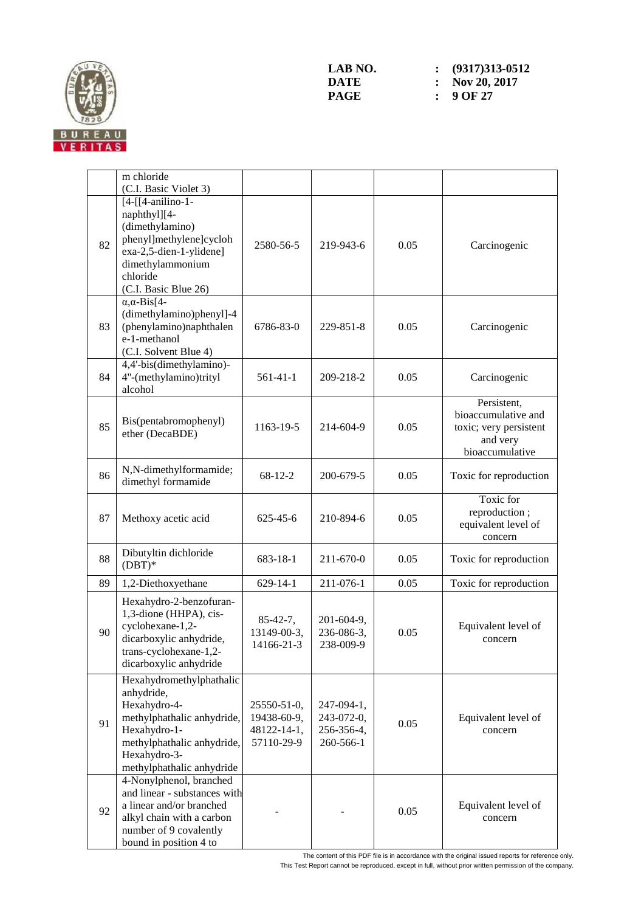| | | | | | |
|---|---|---|---|---|---|
| | m chloride (C.I. Basic Violet 3) | | | | |
| 82 | [4-[[4-anilino-1-naphthyl][4-(dimethylamino)phenyl]methylene]cyclohexa-2,5-dien-1-ylidene] dimethylammonium chloride (C.I. Basic Blue 26) | 2580-56-5 | 219-943-6 | 0.05 | Carcinogenic |
| 83 | α,α-Bis[4-(dimethylamino)phenyl]-4 (phenylamino)naphthalene-1-methanol (C.I. Solvent Blue 4) | 6786-83-0 | 229-851-8 | 0.05 | Carcinogenic |
| 84 | 4,4'-bis(dimethylamino)-4"-(methylamino)trityl alcohol | 561-41-1 | 209-218-2 | 0.05 | Carcinogenic |
| 85 | Bis(pentabromophenyl) ether (DecaBDE) | 1163-19-5 | 214-604-9 | 0.05 | Persistent, bioaccumulative and toxic; very persistent and very bioaccumulative |
| 86 | N,N-dimethylformamide; dimethyl formamide | 68-12-2 | 200-679-5 | 0.05 | Toxic for reproduction |
| 87 | Methoxy acetic acid | 625-45-6 | 210-894-6 | 0.05 | Toxic for reproduction ; equivalent level of concern |
| 88 | Dibutyltin dichloride (DBT)* | 683-18-1 | 211-670-0 | 0.05 | Toxic for reproduction |
| 89 | 1,2-Diethoxyethane | 629-14-1 | 211-076-1 | 0.05 | Toxic for reproduction |
| 90 | Hexahydro-2-benzofuran-1,3-dione (HHPA), cis-cyclohexane-1,2-dicarboxylic anhydride, trans-cyclohexane-1,2-dicarboxylic anhydride | 85-42-7, 13149-00-3, 14166-21-3 | 201-604-9, 236-086-3, 238-009-9 | 0.05 | Equivalent level of concern |
| 91 | Hexahydromethylphathalic anhydride, Hexahydro-4-methylphathalic anhydride, Hexahydro-1-methylphathalic anhydride, Hexahydro-3-methylphathalic anhydride | 25550-51-0, 19438-60-9, 48122-14-1, 57110-29-9 | 247-094-1, 243-072-0, 256-356-4, 260-566-1 | 0.05 | Equivalent level of concern |
| 92 | 4-Nonylphenol, branched and linear - substances with a linear and/or branched alkyl chain with a carbon number of 9 covalently bound in position 4 to | - | - | 0.05 | Equivalent level of concern |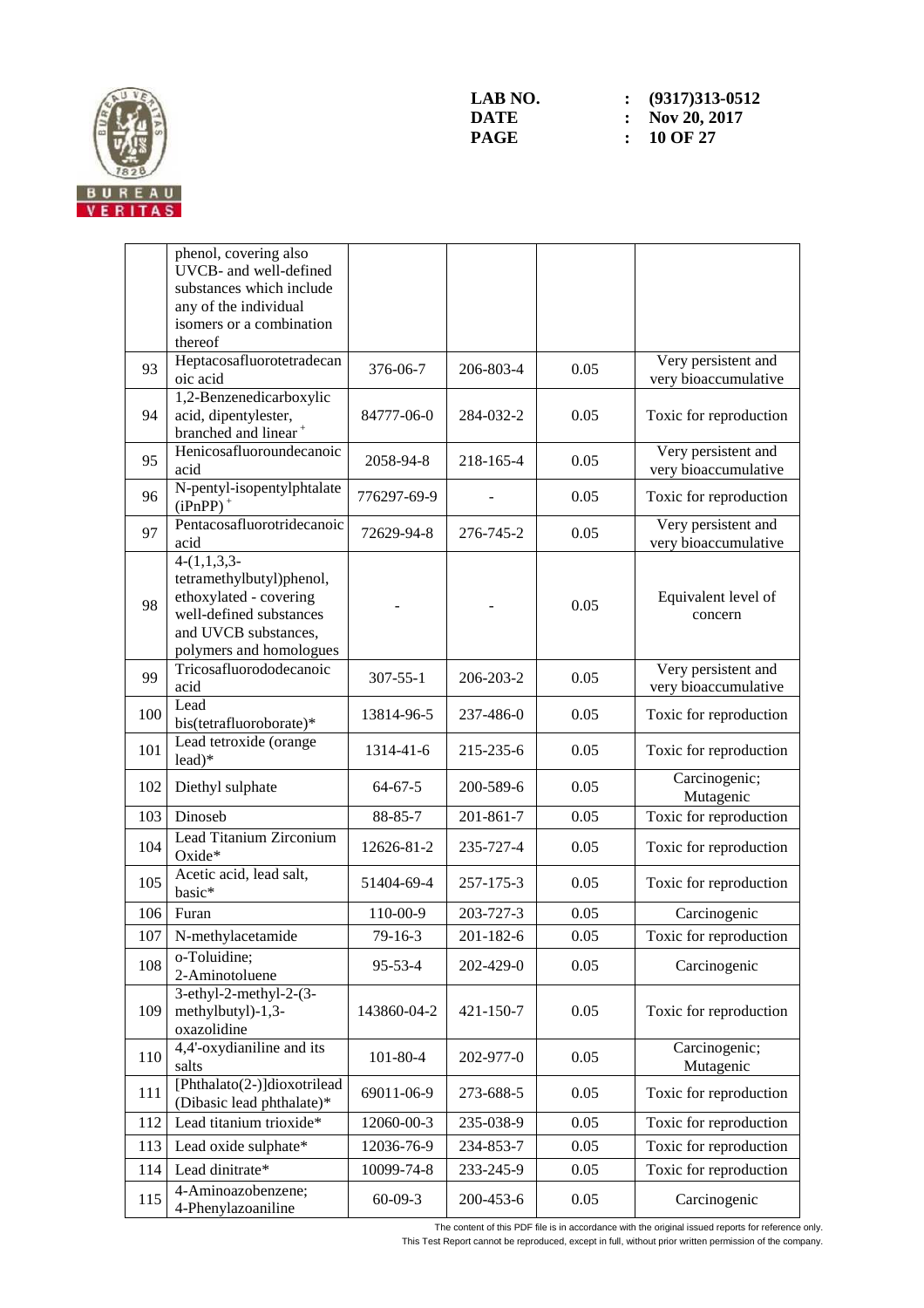| | | | | | |
|---|---|---|---|---|---|
| | phenol, covering also UVCB- and well-defined substances which include any of the individual isomers or a combination thereof | | | | |
| 93 | Heptacosafluorotetradecanoic acid | 376-06-7 | 206-803-4 | 0.05 | Very persistent and very bioaccumulative |
| 94 | 1,2-Benzenedicarboxylic acid, dipentylester, branched and linear + | 84777-06-0 | 284-032-2 | 0.05 | Toxic for reproduction |
| 95 | Henicosafluoroundecanoic acid | 2058-94-8 | 218-165-4 | 0.05 | Very persistent and very bioaccumulative |
| 96 | N-pentyl-isopentylphtalate (iPnPP) + | 776297-69-9 | - | 0.05 | Toxic for reproduction |
| 97 | Pentacosafluorotridecanoic acid | 72629-94-8 | 276-745-2 | 0.05 | Very persistent and very bioaccumulative |
| 98 | 4-(1,1,3,3-tetramethylbutyl)phenol, ethoxylated - covering well-defined substances and UVCB substances, polymers and homologues | - | - | 0.05 | Equivalent level of concern |
| 99 | Tricosafluorododecanoic acid | 307-55-1 | 206-203-2 | 0.05 | Very persistent and very bioaccumulative |
| 100 | Lead bis(tetrafluoroborate)* | 13814-96-5 | 237-486-0 | 0.05 | Toxic for reproduction |
| 101 | Lead tetroxide (orange lead)* | 1314-41-6 | 215-235-6 | 0.05 | Toxic for reproduction |
| 102 | Diethyl sulphate | 64-67-5 | 200-589-6 | 0.05 | Carcinogenic; Mutagenic |
| 103 | Dinoseb | 88-85-7 | 201-861-7 | 0.05 | Toxic for reproduction |
| 104 | Lead Titanium Zirconium Oxide* | 12626-81-2 | 235-727-4 | 0.05 | Toxic for reproduction |
| 105 | Acetic acid, lead salt, basic* | 51404-69-4 | 257-175-3 | 0.05 | Toxic for reproduction |
| 106 | Furan | 110-00-9 | 203-727-3 | 0.05 | Carcinogenic |
| 107 | N-methylacetamide | 79-16-3 | 201-182-6 | 0.05 | Toxic for reproduction |
| 108 | o-Toluidine; 2-Aminotoluene | 95-53-4 | 202-429-0 | 0.05 | Carcinogenic |
| 109 | 3-ethyl-2-methyl-2-(3-methylbutyl)-1,3-oxazolidine | 143860-04-2 | 421-150-7 | 0.05 | Toxic for reproduction |
| 110 | 4,4'-oxydianiline and its salts | 101-80-4 | 202-977-0 | 0.05 | Carcinogenic; Mutagenic |
| 111 | [Phthalato(2-)]dioxotrilead (Dibasic lead phthalate)* | 69011-06-9 | 273-688-5 | 0.05 | Toxic for reproduction |
| 112 | Lead titanium trioxide* | 12060-00-3 | 235-038-9 | 0.05 | Toxic for reproduction |
| 113 | Lead oxide sulphate* | 12036-76-9 | 234-853-7 | 0.05 | Toxic for reproduction |
| 114 | Lead dinitrate* | 10099-74-8 | 233-245-9 | 0.05 | Toxic for reproduction |
| 115 | 4-Aminoazobenzene; 4-Phenylazoaniline | 60-09-3 | 200-453-6 | 0.05 | Carcinogenic |

The content of this PDF file is in accordance with the original issued reports for reference only.
This Test Report cannot be reproduced, except in full, without prior written permission of the company.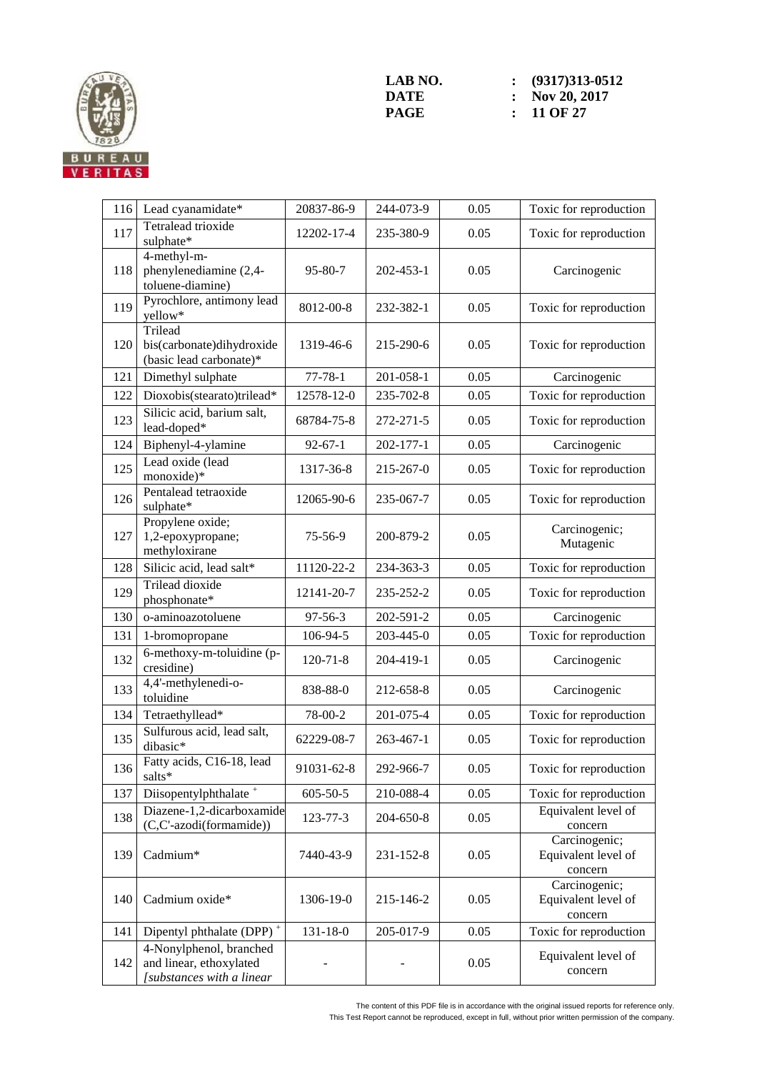| 116 | Lead cyanamidate* | 20837-86-9 | 244-073-9 | 0.05 | Toxic for reproduction |
|---|---|---|---|---|---|
| 117 | Tetralead trioxide sulphate* | 12202-17-4 | 235-380-9 | 0.05 | Toxic for reproduction |
| 118 | 4-methyl-m-phenylenediamine (2,4-toluene-diamine) | 95-80-7 | 202-453-1 | 0.05 | Carcinogenic |
| 119 | Pyrochlore, antimony lead yellow* | 8012-00-8 | 232-382-1 | 0.05 | Toxic for reproduction |
| 120 | Trilead bis(carbonate)dihydroxide (basic lead carbonate)* | 1319-46-6 | 215-290-6 | 0.05 | Toxic for reproduction |
| 121 | Dimethyl sulphate | 77-78-1 | 201-058-1 | 0.05 | Carcinogenic |
| 122 | Dioxobis(stearato)trilead* | 12578-12-0 | 235-702-8 | 0.05 | Toxic for reproduction |
| 123 | Silicic acid, barium salt, lead-doped* | 68784-75-8 | 272-271-5 | 0.05 | Toxic for reproduction |
| 124 | Biphenyl-4-ylamine | 92-67-1 | 202-177-1 | 0.05 | Carcinogenic |
| 125 | Lead oxide (lead monoxide)* | 1317-36-8 | 215-267-0 | 0.05 | Toxic for reproduction |
| 126 | Pentalead tetraoxide sulphate* | 12065-90-6 | 235-067-7 | 0.05 | Toxic for reproduction |
| 127 | Propylene oxide; 1,2-epoxypropane; methyloxirane | 75-56-9 | 200-879-2 | 0.05 | Carcinogenic; Mutagenic |
| 128 | Silicic acid, lead salt* | 11120-22-2 | 234-363-3 | 0.05 | Toxic for reproduction |
| 129 | Trilead dioxide phosphonate* | 12141-20-7 | 235-252-2 | 0.05 | Toxic for reproduction |
| 130 | o-aminoazotoluene | 97-56-3 | 202-591-2 | 0.05 | Carcinogenic |
| 131 | 1-bromopropane | 106-94-5 | 203-445-0 | 0.05 | Toxic for reproduction |
| 132 | 6-methoxy-m-toluidine (p-cresidine) | 120-71-8 | 204-419-1 | 0.05 | Carcinogenic |
| 133 | 4,4'-methylenedi-o-toluidine | 838-88-0 | 212-658-8 | 0.05 | Carcinogenic |
| 134 | Tetraethyllead* | 78-00-2 | 201-075-4 | 0.05 | Toxic for reproduction |
| 135 | Sulfurous acid, lead salt, dibasic* | 62229-08-7 | 263-467-1 | 0.05 | Toxic for reproduction |
| 136 | Fatty acids, C16-18, lead salts* | 91031-62-8 | 292-966-7 | 0.05 | Toxic for reproduction |
| 137 | Diisopentylphthalate + | 605-50-5 | 210-088-4 | 0.05 | Toxic for reproduction |
| 138 | Diazene-1,2-dicarboxamide (C,C'-azodi(formamide)) | 123-77-3 | 204-650-8 | 0.05 | Equivalent level of concern |
| 139 | Cadmium* | 7440-43-9 | 231-152-8 | 0.05 | Carcinogenic; Equivalent level of concern |
| 140 | Cadmium oxide* | 1306-19-0 | 215-146-2 | 0.05 | Carcinogenic; Equivalent level of concern |
| 141 | Dipentyl phthalate (DPP) + | 131-18-0 | 205-017-9 | 0.05 | Toxic for reproduction |
| 142 | 4-Nonylphenol, branched and linear, ethoxylated *[substances with a linear* | - | - | 0.05 | Equivalent level of concern |

The content of this PDF file is in accordance with the original issued reports for reference only.
This Test Report cannot be reproduced, except in full, without prior written permission of the company.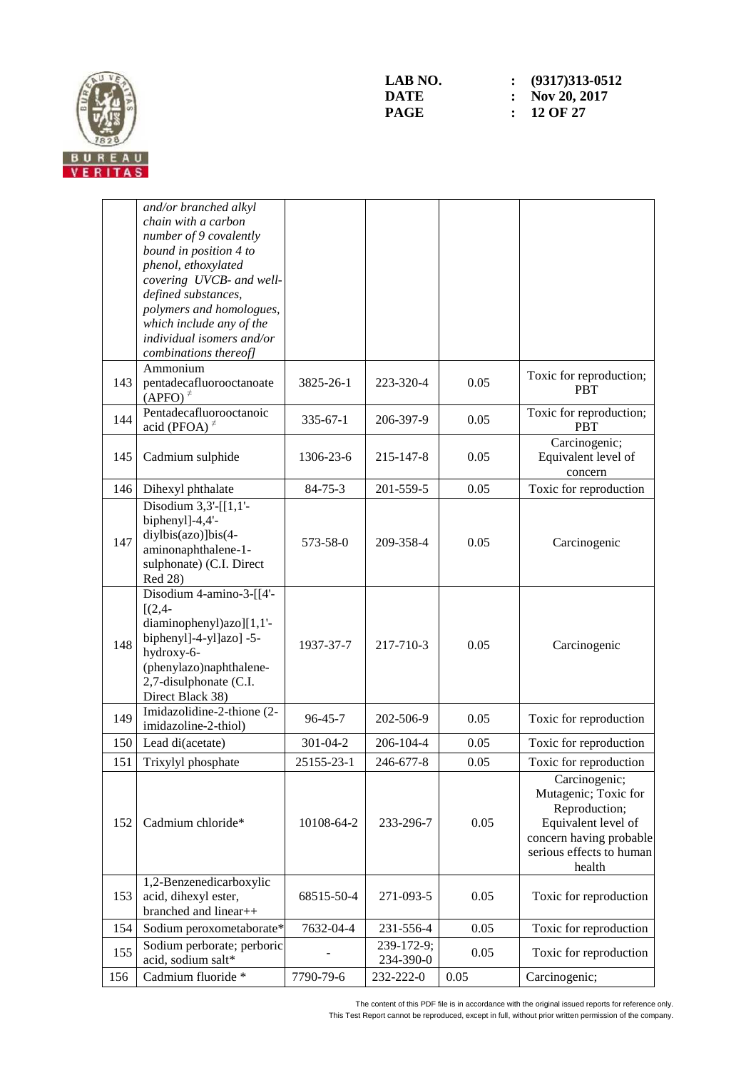| | | | | | |
|---|---|---|---|---|---|
| | *and/or branched alkyl chain with a carbon number of 9 covalently bound in position 4 to phenol, ethoxylated covering UVCB- and well-defined substances, polymers and homologues, which include any of the individual isomers and/or combinations thereof]* | | | | |
| 143 | Ammonium pentadecafluorooctanoate (APFO) ≠ | 3825-26-1 | 223-320-4 | 0.05 | Toxic for reproduction; PBT |
| 144 | Pentadecafluorooctanoic acid (PFOA) ≠ | 335-67-1 | 206-397-9 | 0.05 | Toxic for reproduction; PBT |
| 145 | Cadmium sulphide | 1306-23-6 | 215-147-8 | 0.05 | Carcinogenic; Equivalent level of concern |
| 146 | Dihexyl phthalate | 84-75-3 | 201-559-5 | 0.05 | Toxic for reproduction |
| 147 | Disodium 3,3'-[[1,1'-biphenyl]-4,4'-diylbis(azo)]bis(4-aminonaphthalene-1-sulphonate) (C.I. Direct Red 28) | 573-58-0 | 209-358-4 | 0.05 | Carcinogenic |
| 148 | Disodium 4-amino-3-[[4'-[(2,4-diaminophenyl)azo][1,1'-biphenyl]-4-yl]azo] -5-hydroxy-6-(phenylazo)naphthalene-2,7-disulphonate (C.I. Direct Black 38) | 1937-37-7 | 217-710-3 | 0.05 | Carcinogenic |
| 149 | Imidazolidine-2-thione (2-imidazoline-2-thiol) | 96-45-7 | 202-506-9 | 0.05 | Toxic for reproduction |
| 150 | Lead di(acetate) | 301-04-2 | 206-104-4 | 0.05 | Toxic for reproduction |
| 151 | Trixylyl phosphate | 25155-23-1 | 246-677-8 | 0.05 | Toxic for reproduction |
| 152 | Cadmium chloride* | 10108-64-2 | 233-296-7 | 0.05 | Carcinogenic; Mutagenic; Toxic for Reproduction; Equivalent level of concern having probable serious effects to human health |
| 153 | 1,2-Benzenedicarboxylic acid, dihexyl ester, branched and linear++ | 68515-50-4 | 271-093-5 | 0.05 | Toxic for reproduction |
| 154 | Sodium peroxometaborate* | 7632-04-4 | 231-556-4 | 0.05 | Toxic for reproduction |
| 155 | Sodium perborate; perboric acid, sodium salt* | - | 239-172-9; 234-390-0 | 0.05 | Toxic for reproduction |
| 156 | Cadmium fluoride * | 7790-79-6 | 232-222-0 | 0.05 | Carcinogenic; |

The content of this PDF file is in accordance with the original issued reports for reference only.
This Test Report cannot be reproduced, except in full, without prior written permission of the company.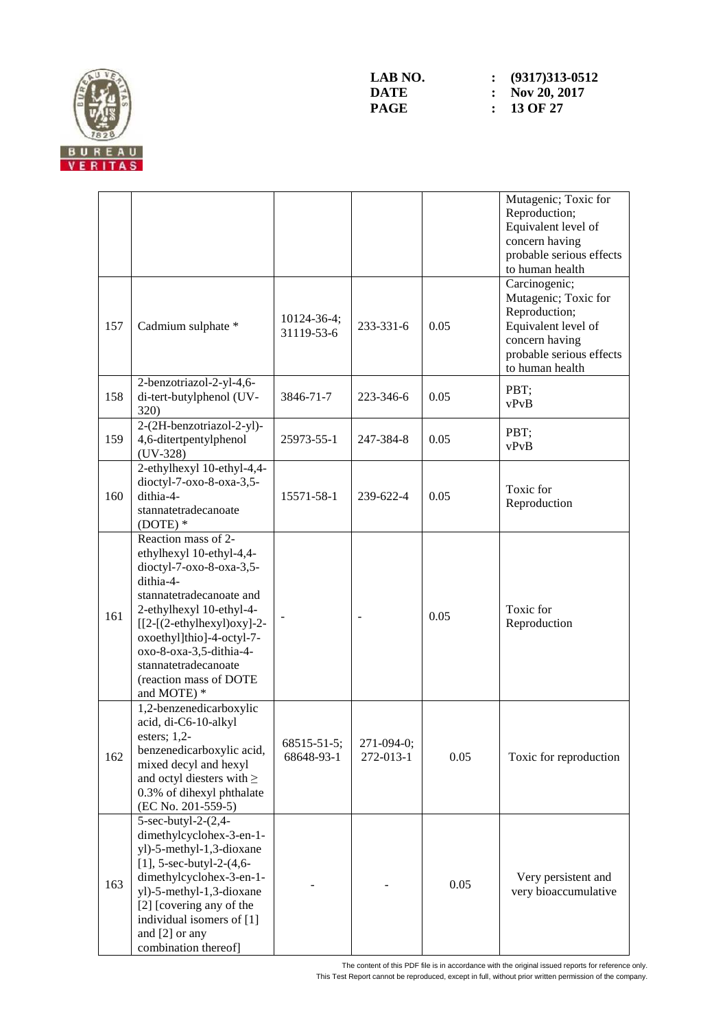| | | | | | |
|---|---|---|---|---|---|
| | | | | | Mutagenic; Toxic for Reproduction; Equivalent level of concern having probable serious effects to human health |
| 157 | Cadmium sulphate * | 10124-36-4; 31119-53-6 | 233-331-6 | 0.05 | Carcinogenic; Mutagenic; Toxic for Reproduction; Equivalent level of concern having probable serious effects to human health |
| 158 | 2-benzotriazol-2-yl-4,6-di-tert-butylphenol (UV-320) | 3846-71-7 | 223-346-6 | 0.05 | PBT; vPvB |
| 159 | 2-(2H-benzotriazol-2-yl)-4,6-ditertpentylphenol (UV-328) | 25973-55-1 | 247-384-8 | 0.05 | PBT; vPvB |
| 160 | 2-ethylhexyl 10-ethyl-4,4-dioctyl-7-oxo-8-oxa-3,5-dithia-4-stannatetradecanoate (DOTE) * | 15571-58-1 | 239-622-4 | 0.05 | Toxic for Reproduction |
| 161 | Reaction mass of 2-ethylhexyl 10-ethyl-4,4-dioctyl-7-oxo-8-oxa-3,5-dithia-4-stannatetradecanoate and 2-ethylhexyl 10-ethyl-4-[[2-[(2-ethylhexyl)oxy]-2-oxoethyl]thio]-4-octyl-7-oxo-8-oxa-3,5-dithia-4-stannatetradecanoate (reaction mass of DOTE and MOTE) * | - | - | 0.05 | Toxic for Reproduction |
| 162 | 1,2-benzenedicarboxylic acid, di-C6-10-alkyl esters; 1,2-benzenedicarboxylic acid, mixed decyl and hexyl and octyl diesters with ≥ 0.3% of dihexyl phthalate (EC No. 201-559-5) | 68515-51-5; 68648-93-1 | 271-094-0; 272-013-1 | 0.05 | Toxic for reproduction |
| 163 | 5-sec-butyl-2-(2,4-dimethylcyclohex-3-en-1-yl)-5-methyl-1,3-dioxane [1], 5-sec-butyl-2-(4,6-dimethylcyclohex-3-en-1-yl)-5-methyl-1,3-dioxane [2] [covering any of the individual isomers of [1] and [2] or any combination thereof] | - | - | 0.05 | Very persistent and very bioaccumulative |

The content of this PDF file is in accordance with the original issued reports for reference only.
This Test Report cannot be reproduced, except in full, without prior written permission of the company.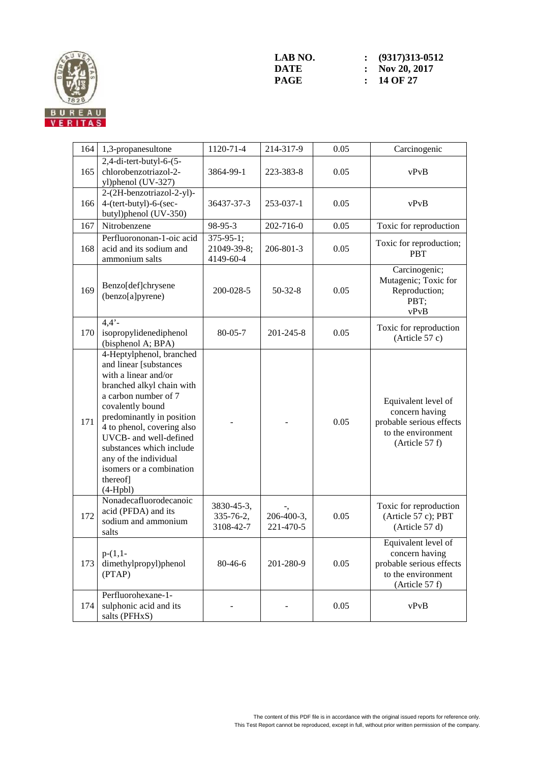| 164 | 1,3-propanesultone | 1120-71-4 | 214-317-9 | 0.05 | Carcinogenic |
|---|---|---|---|---|---|
| 165 | 2,4-di-tert-butyl-6-(5-chlorobenzotriazol-2-yl)phenol (UV-327) | 3864-99-1 | 223-383-8 | 0.05 | vPvB |
| 166 | 2-(2H-benzotriazol-2-yl)-4-(tert-butyl)-6-(sec-butyl)phenol (UV-350) | 36437-37-3 | 253-037-1 | 0.05 | vPvB |
| 167 | Nitrobenzene | 98-95-3 | 202-716-0 | 0.05 | Toxic for reproduction |
| 168 | Perfluorononan-1-oic acid acid and its sodium and ammonium salts | 375-95-1; 21049-39-8; 4149-60-4 | 206-801-3 | 0.05 | Toxic for reproduction; PBT |
| 169 | Benzo[def]chrysene (benzo[a]pyrene) | 200-028-5 | 50-32-8 | 0.05 | Carcinogenic; Mutagenic; Toxic for Reproduction; PBT; vPvB |
| 170 | 4,4'-isopropylidenediphenol (bisphenol A; BPA) | 80-05-7 | 201-245-8 | 0.05 | Toxic for reproduction (Article 57 c) |
| 171 | 4-Heptylphenol, branched and linear [substances with a linear and/or branched alkyl chain with a carbon number of 7 covalently bound predominantly in position 4 to phenol, covering also UVCB- and well-defined substances which include any of the individual isomers or a combination thereof] (4-Hpbl) | - | - | 0.05 | Equivalent level of concern having probable serious effects to the environment (Article 57 f) |
| 172 | Nonadecafluorodecanoic acid (PFDA) and its sodium and ammonium salts | 3830-45-3, 335-76-2, 3108-42-7 | -, 206-400-3, 221-470-5 | 0.05 | Toxic for reproduction (Article 57 c); PBT (Article 57 d) |
| 173 | p-(1,1-dimethylpropyl)phenol (PTAP) | 80-46-6 | 201-280-9 | 0.05 | Equivalent level of concern having probable serious effects to the environment (Article 57 f) |
| 174 | Perfluorohexane-1-sulphonic acid and its salts (PFHxS) | - | - | 0.05 | vPvB |

The content of this PDF file is in accordance with the original issued reports for reference only.
This Test Report cannot be reproduced, except in full, without prior written permission of the company.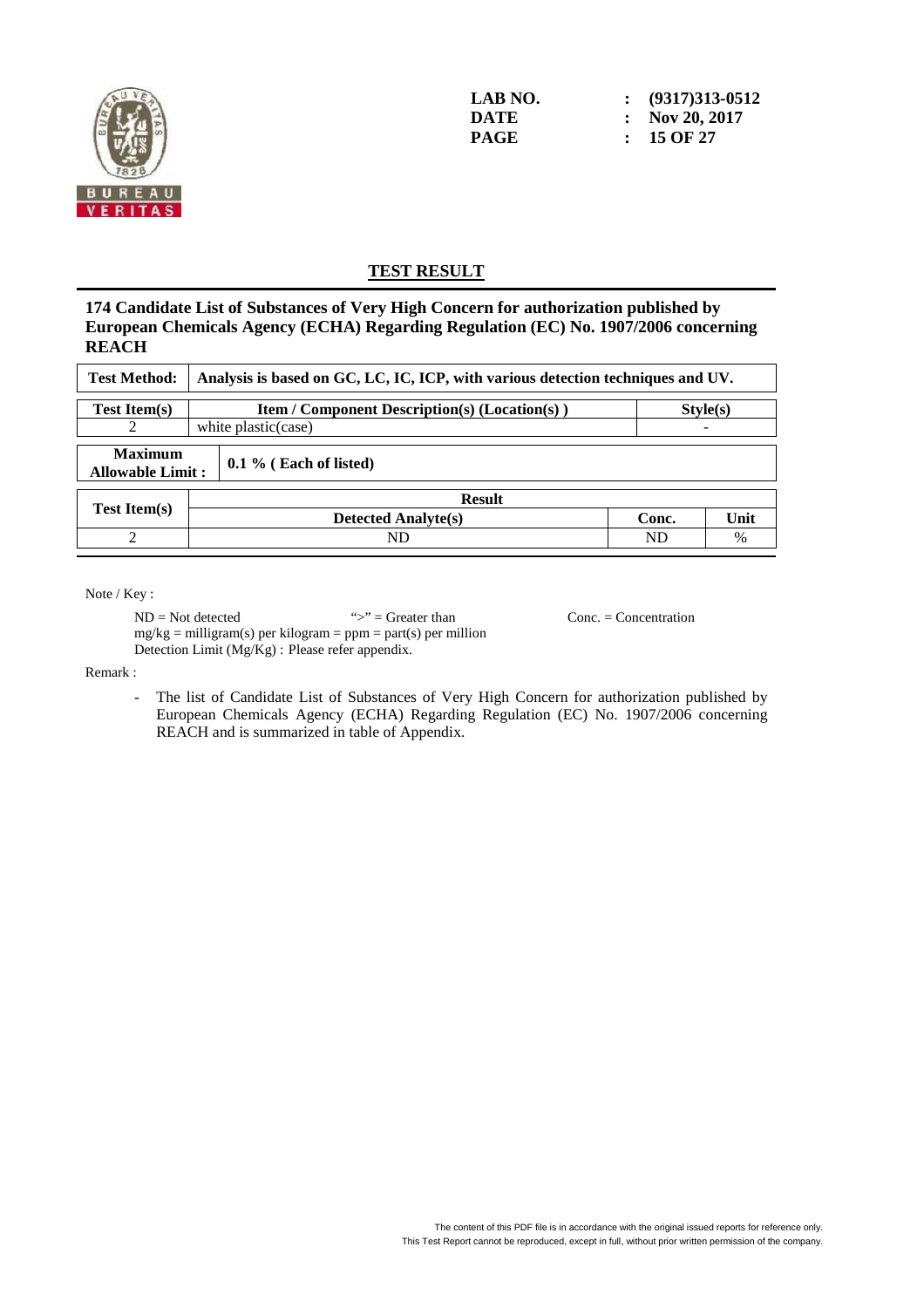**LAB NO.** : **(9317)313-0512**
**DATE** : **Nov 20, 2017**

## TEST RESULT

**174 Candidate List of Substances of Very High Concern for authorization published by European Chemicals Agency (ECHA) Regarding Regulation (EC) No. 1907/2006 concerning REACH**

| **Test Method:** | **Analysis is based on GC, LC, IC, ICP, with various detection techniques and UV.** |
|---|---|

| **Test Item(s)** | **Item / Component Description(s) (Location(s) )** | **Style(s)** |
|---|---|---|
| 2 | white plastic(case) | - |

| **Maximum Allowable Limit :** | **0.1 % ( Each of listed)** |
|---|---|

| **Test Item(s)** | **Result** | | |
|---|---|---|---|
| | **Detected Analyte(s)** | **Conc.** | **Unit** |
| 2 | ND | ND | % |

Note / Key :

ND = Not detected　　　">" = Greater than　　　Conc. = Concentration
mg/kg = milligram(s) per kilogram = ppm = part(s) per million
Detection Limit (Mg/Kg) : Please refer appendix.

Remark :

- The list of Candidate List of Substances of Very High Concern for authorization published by European Chemicals Agency (ECHA) Regarding Regulation (EC) No. 1907/2006 concerning REACH and is summarized in table of Appendix.

The content of this PDF file is in accordance with the original issued reports for reference only.
This Test Report cannot be reproduced, except in full, without prior written permission of the company.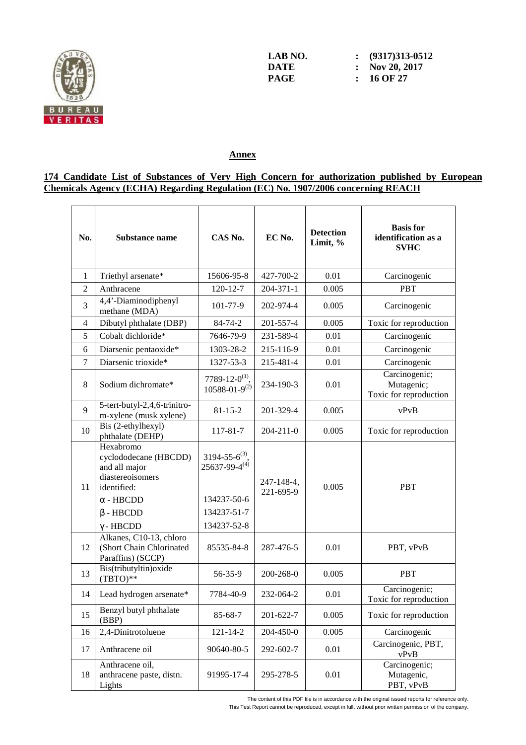LAB NO. : (9317)313-0512
DATE : Nov 20, 2017

## Annex

### 174 Candidate List of Substances of Very High Concern for authorization published by European Chemicals Agency (ECHA) Regarding Regulation (EC) No. 1907/2006 concerning REACH

| No. | Substance name | CAS No. | EC No. | Detection Limit, % | Basis for identification as a SVHC |
|---|---|---|---|---|---|
| 1 | Triethyl arsenate* | 15606-95-8 | 427-700-2 | 0.01 | Carcinogenic |
| 2 | Anthracene | 120-12-7 | 204-371-1 | 0.005 | PBT |
| 3 | 4,4'-Diaminodiphenyl methane (MDA) | 101-77-9 | 202-974-4 | 0.005 | Carcinogenic |
| 4 | Dibutyl phthalate (DBP) | 84-74-2 | 201-557-4 | 0.005 | Toxic for reproduction |
| 5 | Cobalt dichloride* | 7646-79-9 | 231-589-4 | 0.01 | Carcinogenic |
| 6 | Diarsenic pentaoxide* | 1303-28-2 | 215-116-9 | 0.01 | Carcinogenic |
| 7 | Diarsenic trioxide* | 1327-53-3 | 215-481-4 | 0.01 | Carcinogenic |
| 8 | Sodium dichromate* | 7789-12-0(1), 10588-01-9(2) | 234-190-3 | 0.01 | Carcinogenic; Mutagenic; Toxic for reproduction |
| 9 | 5-tert-butyl-2,4,6-trinitro-m-xylene (musk xylene) | 81-15-2 | 201-329-4 | 0.005 | vPvB |
| 10 | Bis (2-ethylhexyl) phthalate (DEHP) | 117-81-7 | 204-211-0 | 0.005 | Toxic for reproduction |
| 11 | Hexabromo cyclododecane (HBCDD) and all major diastereoisomers identified: α - HBCDD β - HBCDD γ - HBCDD | 3194-55-6(3), 25637-99-4(4) 134237-50-6 134237-51-7 134237-52-8 | 247-148-4, 221-695-9 | 0.005 | PBT |
| 12 | Alkanes, C10-13, chloro (Short Chain Chlorinated Paraffins) (SCCP) | 85535-84-8 | 287-476-5 | 0.01 | PBT, vPvB |
| 13 | Bis(tributyltin)oxide (TBTO)** | 56-35-9 | 200-268-0 | 0.005 | PBT |
| 14 | Lead hydrogen arsenate* | 7784-40-9 | 232-064-2 | 0.01 | Carcinogenic; Toxic for reproduction |
| 15 | Benzyl butyl phthalate (BBP) | 85-68-7 | 201-622-7 | 0.005 | Toxic for reproduction |
| 16 | 2,4-Dinitrotoluene | 121-14-2 | 204-450-0 | 0.005 | Carcinogenic |
| 17 | Anthracene oil | 90640-80-5 | 292-602-7 | 0.01 | Carcinogenic, PBT, vPvB |
| 18 | Anthracene oil, anthracene paste, distn. Lights | 91995-17-4 | 295-278-5 | 0.01 | Carcinogenic; Mutagenic, PBT, vPvB |

The content of this PDF file is in accordance with the original issued reports for reference only.
This Test Report cannot be reproduced, except in full, without prior written permission of the company.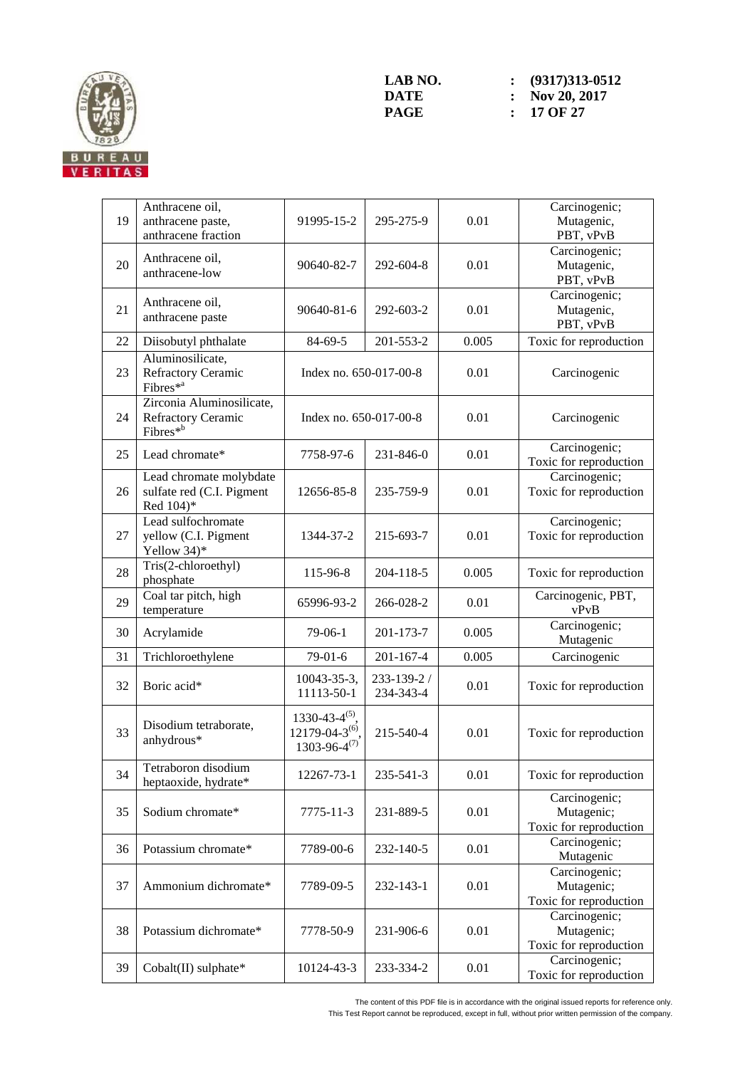LAB NO. : (9317)313-0512
DATE : Nov 20, 2017

| 19 | Anthracene oil, anthracene paste, anthracene fraction | 91995-15-2 | 295-275-9 | 0.01 | Carcinogenic; Mutagenic, PBT, vPvB |
|---|---|---|---|---|---|
| 20 | Anthracene oil, anthracene-low | 90640-82-7 | 292-604-8 | 0.01 | Carcinogenic; Mutagenic, PBT, vPvB |
| 21 | Anthracene oil, anthracene paste | 90640-81-6 | 292-603-2 | 0.01 | Carcinogenic; Mutagenic, PBT, vPvB |
| 22 | Diisobutyl phthalate | 84-69-5 | 201-553-2 | 0.005 | Toxic for reproduction |
| 23 | Aluminosilicate, Refractory Ceramic Fibres*[a] | Index no. 650-017-00-8 | | 0.01 | Carcinogenic |
| 24 | Zirconia Aluminosilicate, Refractory Ceramic Fibres*[b] | Index no. 650-017-00-8 | | 0.01 | Carcinogenic |
| 25 | Lead chromate* | 7758-97-6 | 231-846-0 | 0.01 | Carcinogenic; Toxic for reproduction |
| 26 | Lead chromate molybdate sulfate red (C.I. Pigment Red 104)* | 12656-85-8 | 235-759-9 | 0.01 | Carcinogenic; Toxic for reproduction |
| 27 | Lead sulfochromate yellow (C.I. Pigment Yellow 34)* | 1344-37-2 | 215-693-7 | 0.01 | Carcinogenic; Toxic for reproduction |
| 28 | Tris(2-chloroethyl) phosphate | 115-96-8 | 204-118-5 | 0.005 | Toxic for reproduction |
| 29 | Coal tar pitch, high temperature | 65996-93-2 | 266-028-2 | 0.01 | Carcinogenic, PBT, vPvB |
| 30 | Acrylamide | 79-06-1 | 201-173-7 | 0.005 | Carcinogenic; Mutagenic |
| 31 | Trichloroethylene | 79-01-6 | 201-167-4 | 0.005 | Carcinogenic |
| 32 | Boric acid* | 10043-35-3, 11113-50-1 | 233-139-2 / 234-343-4 | 0.01 | Toxic for reproduction |
| 33 | Disodium tetraborate, anhydrous* | 1330-43-4[(5)], 12179-04-3[(6)], 1303-96-4[(7)] | 215-540-4 | 0.01 | Toxic for reproduction |
| 34 | Tetraboron disodium heptaoxide, hydrate* | 12267-73-1 | 235-541-3 | 0.01 | Toxic for reproduction |
| 35 | Sodium chromate* | 7775-11-3 | 231-889-5 | 0.01 | Carcinogenic; Mutagenic; Toxic for reproduction |
| 36 | Potassium chromate* | 7789-00-6 | 232-140-5 | 0.01 | Carcinogenic; Mutagenic |
| 37 | Ammonium dichromate* | 7789-09-5 | 232-143-1 | 0.01 | Carcinogenic; Mutagenic; Toxic for reproduction |
| 38 | Potassium dichromate* | 7778-50-9 | 231-906-6 | 0.01 | Carcinogenic; Mutagenic; Toxic for reproduction |
| 39 | Cobalt(II) sulphate* | 10124-43-3 | 233-334-2 | 0.01 | Carcinogenic; Toxic for reproduction |

The content of this PDF file is in accordance with the original issued reports for reference only.
This Test Report cannot be reproduced, except in full, without prior written permission of the company.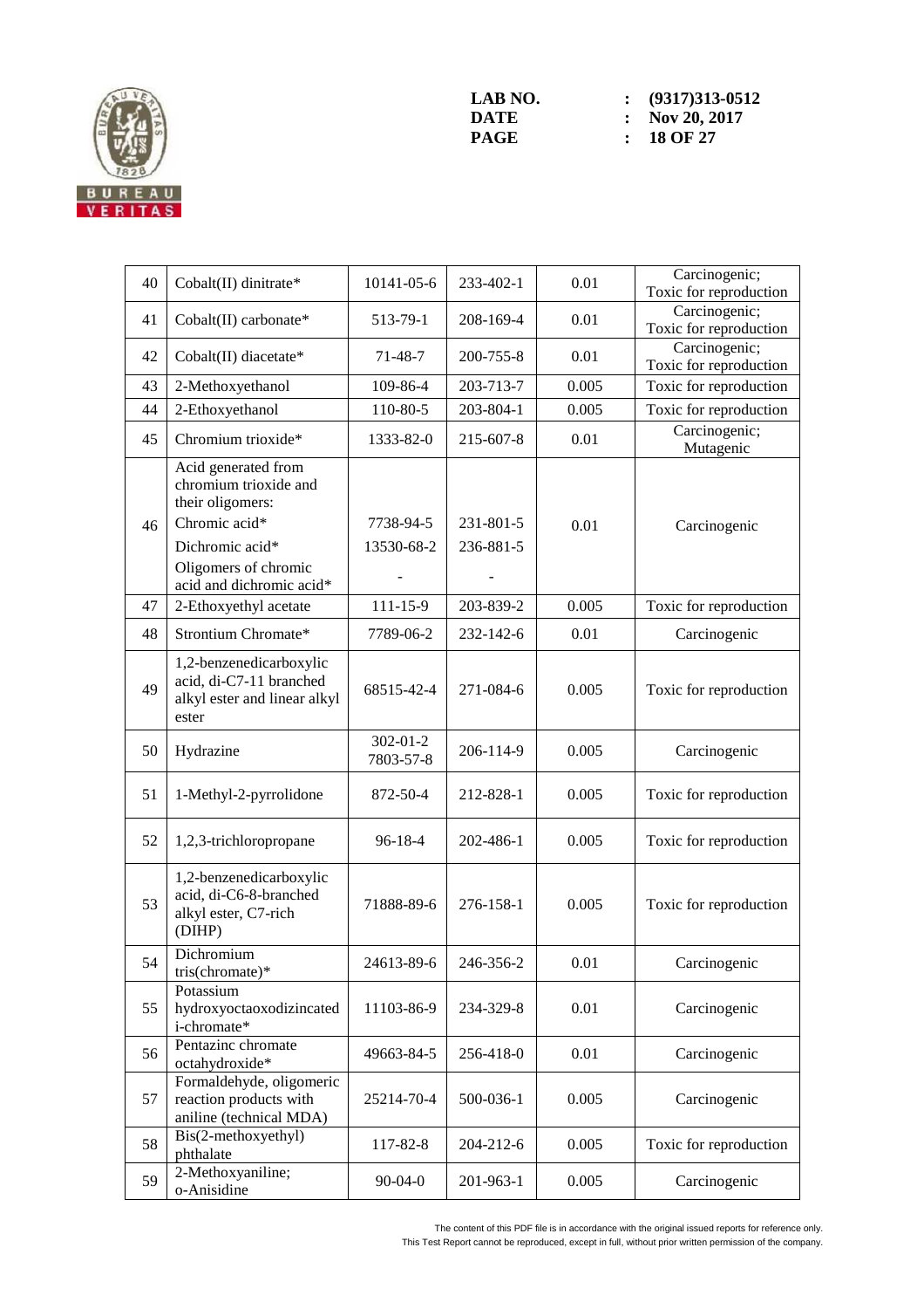LAB NO. : (9317)313-0512
DATE : Nov 20, 2017

| 40 | Cobalt(II) dinitrate* | 10141-05-6 | 233-402-1 | 0.01 | Carcinogenic; Toxic for reproduction |
|---|---|---|---|---|---|
| 41 | Cobalt(II) carbonate* | 513-79-1 | 208-169-4 | 0.01 | Carcinogenic; Toxic for reproduction |
| 42 | Cobalt(II) diacetate* | 71-48-7 | 200-755-8 | 0.01 | Carcinogenic; Toxic for reproduction |
| 43 | 2-Methoxyethanol | 109-86-4 | 203-713-7 | 0.005 | Toxic for reproduction |
| 44 | 2-Ethoxyethanol | 110-80-5 | 203-804-1 | 0.005 | Toxic for reproduction |
| 45 | Chromium trioxide* | 1333-82-0 | 215-607-8 | 0.01 | Carcinogenic; Mutagenic |
| 46 | Acid generated from chromium trioxide and their oligomers: Chromic acid* Dichromic acid* Oligomers of chromic acid and dichromic acid* | 7738-94-5 13530-68-2 - | 231-801-5 236-881-5 - | 0.01 | Carcinogenic |
| 47 | 2-Ethoxyethyl acetate | 111-15-9 | 203-839-2 | 0.005 | Toxic for reproduction |
| 48 | Strontium Chromate* | 7789-06-2 | 232-142-6 | 0.01 | Carcinogenic |
| 49 | 1,2-benzenedicarboxylic acid, di-C7-11 branched alkyl ester and linear alkyl ester | 68515-42-4 | 271-084-6 | 0.005 | Toxic for reproduction |
| 50 | Hydrazine | 302-01-2 7803-57-8 | 206-114-9 | 0.005 | Carcinogenic |
| 51 | 1-Methyl-2-pyrrolidone | 872-50-4 | 212-828-1 | 0.005 | Toxic for reproduction |
| 52 | 1,2,3-trichloropropane | 96-18-4 | 202-486-1 | 0.005 | Toxic for reproduction |
| 53 | 1,2-benzenedicarboxylic acid, di-C6-8-branched alkyl ester, C7-rich (DIHP) | 71888-89-6 | 276-158-1 | 0.005 | Toxic for reproduction |
| 54 | Dichromium tris(chromate)* | 24613-89-6 | 246-356-2 | 0.01 | Carcinogenic |
| 55 | Potassium hydroxyoctaoxodizincatedi-chromate* | 11103-86-9 | 234-329-8 | 0.01 | Carcinogenic |
| 56 | Pentazinc chromate octahydroxide* | 49663-84-5 | 256-418-0 | 0.01 | Carcinogenic |
| 57 | Formaldehyde, oligomeric reaction products with aniline (technical MDA) | 25214-70-4 | 500-036-1 | 0.005 | Carcinogenic |
| 58 | Bis(2-methoxyethyl) phthalate | 117-82-8 | 204-212-6 | 0.005 | Toxic for reproduction |
| 59 | 2-Methoxyaniline; o-Anisidine | 90-04-0 | 201-963-1 | 0.005 | Carcinogenic |

The content of this PDF file is in accordance with the original issued reports for reference only.
This Test Report cannot be reproduced, except in full, without prior written permission of the company.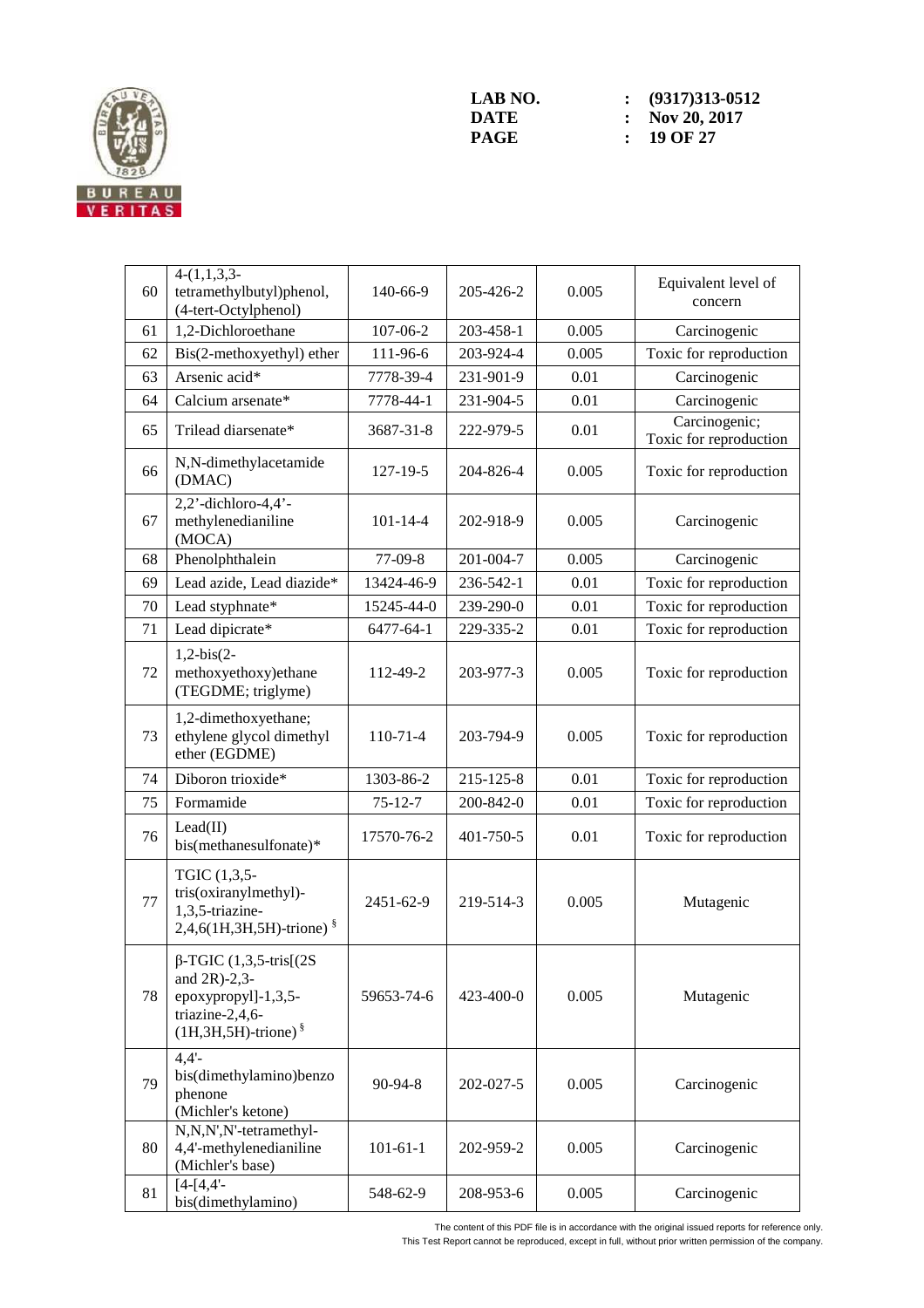| | | | | | |
|---|---|---|---|---|---|
| 60 | 4-(1,1,3,3-tetramethylbutyl)phenol, (4-tert-Octylphenol) | 140-66-9 | 205-426-2 | 0.005 | Equivalent level of concern |
| 61 | 1,2-Dichloroethane | 107-06-2 | 203-458-1 | 0.005 | Carcinogenic |
| 62 | Bis(2-methoxyethyl) ether | 111-96-6 | 203-924-4 | 0.005 | Toxic for reproduction |
| 63 | Arsenic acid* | 7778-39-4 | 231-901-9 | 0.01 | Carcinogenic |
| 64 | Calcium arsenate* | 7778-44-1 | 231-904-5 | 0.01 | Carcinogenic |
| 65 | Trilead diarsenate* | 3687-31-8 | 222-979-5 | 0.01 | Carcinogenic; Toxic for reproduction |
| 66 | N,N-dimethylacetamide (DMAC) | 127-19-5 | 204-826-4 | 0.005 | Toxic for reproduction |
| 67 | 2,2'-dichloro-4,4'-methylenedianiline (MOCA) | 101-14-4 | 202-918-9 | 0.005 | Carcinogenic |
| 68 | Phenolphthalein | 77-09-8 | 201-004-7 | 0.005 | Carcinogenic |
| 69 | Lead azide, Lead diazide* | 13424-46-9 | 236-542-1 | 0.01 | Toxic for reproduction |
| 70 | Lead styphnate* | 15245-44-0 | 239-290-0 | 0.01 | Toxic for reproduction |
| 71 | Lead dipicrate* | 6477-64-1 | 229-335-2 | 0.01 | Toxic for reproduction |
| 72 | 1,2-bis(2-methoxyethoxy)ethane (TEGDME; triglyme) | 112-49-2 | 203-977-3 | 0.005 | Toxic for reproduction |
| 73 | 1,2-dimethoxyethane; ethylene glycol dimethyl ether (EGDME) | 110-71-4 | 203-794-9 | 0.005 | Toxic for reproduction |
| 74 | Diboron trioxide* | 1303-86-2 | 215-125-8 | 0.01 | Toxic for reproduction |
| 75 | Formamide | 75-12-7 | 200-842-0 | 0.01 | Toxic for reproduction |
| 76 | Lead(II) bis(methanesulfonate)* | 17570-76-2 | 401-750-5 | 0.01 | Toxic for reproduction |
| 77 | TGIC (1,3,5-tris(oxiranylmethyl)-1,3,5-triazine-2,4,6(1H,3H,5H)-trione) § | 2451-62-9 | 219-514-3 | 0.005 | Mutagenic |
| 78 | β-TGIC (1,3,5-tris[(2S and 2R)-2,3-epoxypropyl]-1,3,5-triazine-2,4,6-(1H,3H,5H)-trione) § | 59653-74-6 | 423-400-0 | 0.005 | Mutagenic |
| 79 | 4,4'-bis(dimethylamino)benzophenone (Michler's ketone) | 90-94-8 | 202-027-5 | 0.005 | Carcinogenic |
| 80 | N,N,N',N'-tetramethyl-4,4'-methylenedianiline (Michler's base) | 101-61-1 | 202-959-2 | 0.005 | Carcinogenic |
| 81 | [4-[4,4'-bis(dimethylamino) | 548-62-9 | 208-953-6 | 0.005 | Carcinogenic |

The content of this PDF file is in accordance with the original issued reports for reference only.
This Test Report cannot be reproduced, except in full, without prior written permission of the company.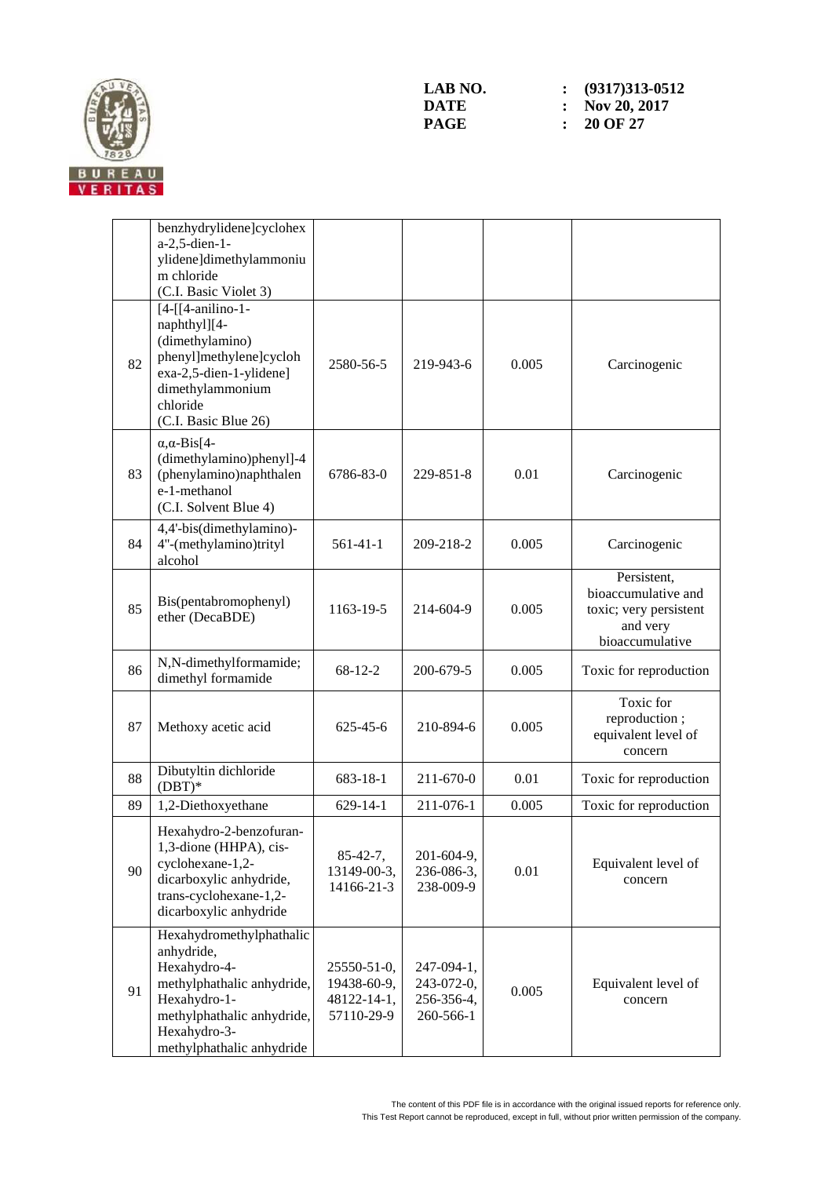| | | | | | |
|---|---|---|---|---|---|
| | benzhydrylidene]cyclohexa-2,5-dien-1-ylidene]dimethylammonium chloride (C.I. Basic Violet 3) | | | | |
| 82 | [4-[[4-anilino-1-naphthyl][4-(dimethylamino)phenyl]methylene]cyclohexa-2,5-dien-1-ylidene] dimethylammonium chloride (C.I. Basic Blue 26) | 2580-56-5 | 219-943-6 | 0.005 | Carcinogenic |
| 83 | α,α-Bis[4-(dimethylamino)phenyl]-4(phenylamino)naphthalene-1-methanol (C.I. Solvent Blue 4) | 6786-83-0 | 229-851-8 | 0.01 | Carcinogenic |
| 84 | 4,4'-bis(dimethylamino)-4''-(methylamino)trityl alcohol | 561-41-1 | 209-218-2 | 0.005 | Carcinogenic |
| 85 | Bis(pentabromophenyl) ether (DecaBDE) | 1163-19-5 | 214-604-9 | 0.005 | Persistent, bioaccumulative and toxic; very persistent and very bioaccumulative |
| 86 | N,N-dimethylformamide; dimethyl formamide | 68-12-2 | 200-679-5 | 0.005 | Toxic for reproduction |
| 87 | Methoxy acetic acid | 625-45-6 | 210-894-6 | 0.005 | Toxic for reproduction ; equivalent level of concern |
| 88 | Dibutyltin dichloride (DBT)* | 683-18-1 | 211-670-0 | 0.01 | Toxic for reproduction |
| 89 | 1,2-Diethoxyethane | 629-14-1 | 211-076-1 | 0.005 | Toxic for reproduction |
| 90 | Hexahydro-2-benzofuran-1,3-dione (HHPA), cis-cyclohexane-1,2-dicarboxylic anhydride, trans-cyclohexane-1,2-dicarboxylic anhydride | 85-42-7, 13149-00-3, 14166-21-3 | 201-604-9, 236-086-3, 238-009-9 | 0.01 | Equivalent level of concern |
| 91 | Hexahydromethylphathalic anhydride, Hexahydro-4-methylphathalic anhydride, Hexahydro-1-methylphathalic anhydride, Hexahydro-3-methylphathalic anhydride | 25550-51-0, 19438-60-9, 48122-14-1, 57110-29-9 | 247-094-1, 243-072-0, 256-356-4, 260-566-1 | 0.005 | Equivalent level of concern |

The content of this PDF file is in accordance with the original issued reports for reference only.
This Test Report cannot be reproduced, except in full, without prior written permission of the company.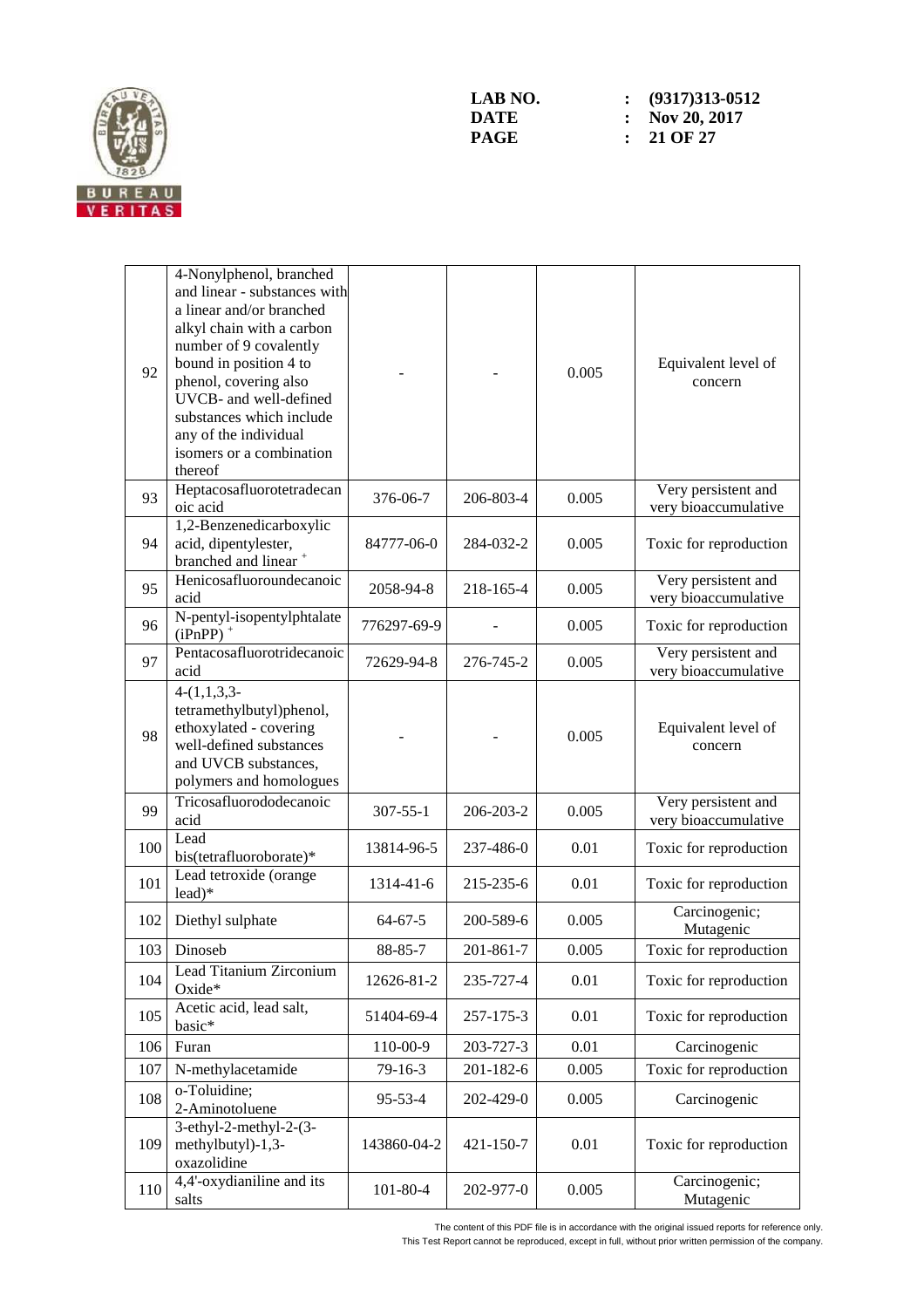| 92 | 4-Nonylphenol, branched and linear - substances with a linear and/or branched alkyl chain with a carbon number of 9 covalently bound in position 4 to phenol, covering also UVCB- and well-defined substances which include any of the individual isomers or a combination thereof | - | - | 0.005 | Equivalent level of concern |
|---|---|---|---|---|---|
| 93 | Heptacosafluorotetradecanoic acid | 376-06-7 | 206-803-4 | 0.005 | Very persistent and very bioaccumulative |
| 94 | 1,2-Benzenedicarboxylic acid, dipentylester, branched and linear + | 84777-06-0 | 284-032-2 | 0.005 | Toxic for reproduction |
| 95 | Henicosafluoroundecanoic acid | 2058-94-8 | 218-165-4 | 0.005 | Very persistent and very bioaccumulative |
| 96 | N-pentyl-isopentylphtalate (iPnPP) + | 776297-69-9 | - | 0.005 | Toxic for reproduction |
| 97 | Pentacosafluorotridecanoic acid | 72629-94-8 | 276-745-2 | 0.005 | Very persistent and very bioaccumulative |
| 98 | 4-(1,1,3,3-tetramethylbutyl)phenol, ethoxylated - covering well-defined substances and UVCB substances, polymers and homologues | - | - | 0.005 | Equivalent level of concern |
| 99 | Tricosafluorododecanoic acid | 307-55-1 | 206-203-2 | 0.005 | Very persistent and very bioaccumulative |
| 100 | Lead bis(tetrafluoroborate)* | 13814-96-5 | 237-486-0 | 0.01 | Toxic for reproduction |
| 101 | Lead tetroxide (orange lead)* | 1314-41-6 | 215-235-6 | 0.01 | Toxic for reproduction |
| 102 | Diethyl sulphate | 64-67-5 | 200-589-6 | 0.005 | Carcinogenic; Mutagenic |
| 103 | Dinoseb | 88-85-7 | 201-861-7 | 0.005 | Toxic for reproduction |
| 104 | Lead Titanium Zirconium Oxide* | 12626-81-2 | 235-727-4 | 0.01 | Toxic for reproduction |
| 105 | Acetic acid, lead salt, basic* | 51404-69-4 | 257-175-3 | 0.01 | Toxic for reproduction |
| 106 | Furan | 110-00-9 | 203-727-3 | 0.01 | Carcinogenic |
| 107 | N-methylacetamide | 79-16-3 | 201-182-6 | 0.005 | Toxic for reproduction |
| 108 | o-Toluidine; 2-Aminotoluene | 95-53-4 | 202-429-0 | 0.005 | Carcinogenic |
| 109 | 3-ethyl-2-methyl-2-(3-methylbutyl)-1,3-oxazolidine | 143860-04-2 | 421-150-7 | 0.01 | Toxic for reproduction |
| 110 | 4,4'-oxydianiline and its salts | 101-80-4 | 202-977-0 | 0.005 | Carcinogenic; Mutagenic |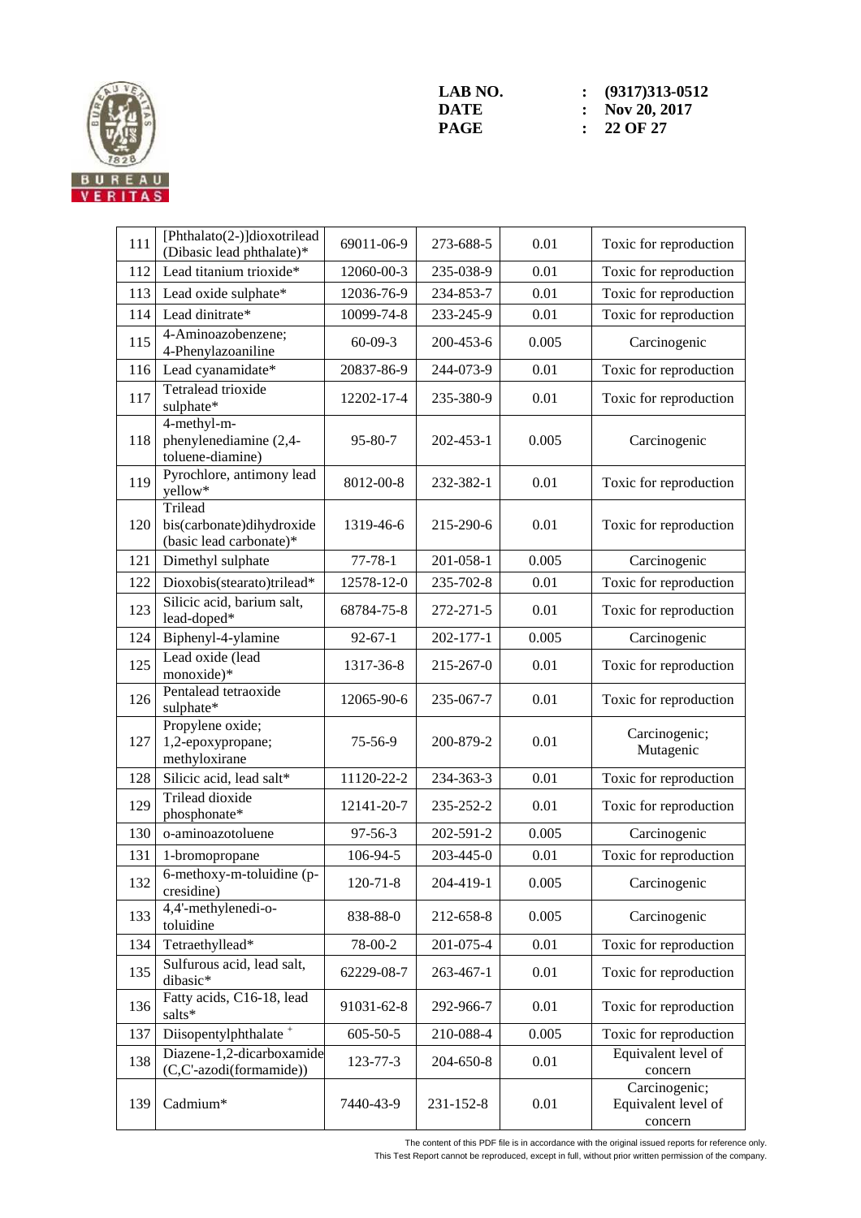| 111 | [Phthalato(2-)]dioxotrilead (Dibasic lead phthalate)* | 69011-06-9 | 273-688-5 | 0.01 | Toxic for reproduction |
|---|---|---|---|---|---|
| 112 | Lead titanium trioxide* | 12060-00-3 | 235-038-9 | 0.01 | Toxic for reproduction |
| 113 | Lead oxide sulphate* | 12036-76-9 | 234-853-7 | 0.01 | Toxic for reproduction |
| 114 | Lead dinitrate* | 10099-74-8 | 233-245-9 | 0.01 | Toxic for reproduction |
| 115 | 4-Aminoazobenzene; 4-Phenylazoaniline | 60-09-3 | 200-453-6 | 0.005 | Carcinogenic |
| 116 | Lead cyanamidate* | 20837-86-9 | 244-073-9 | 0.01 | Toxic for reproduction |
| 117 | Tetralead trioxide sulphate* | 12202-17-4 | 235-380-9 | 0.01 | Toxic for reproduction |
| 118 | 4-methyl-m-phenylenediamine (2,4-toluene-diamine) | 95-80-7 | 202-453-1 | 0.005 | Carcinogenic |
| 119 | Pyrochlore, antimony lead yellow* | 8012-00-8 | 232-382-1 | 0.01 | Toxic for reproduction |
| 120 | Trilead bis(carbonate)dihydroxide (basic lead carbonate)* | 1319-46-6 | 215-290-6 | 0.01 | Toxic for reproduction |
| 121 | Dimethyl sulphate | 77-78-1 | 201-058-1 | 0.005 | Carcinogenic |
| 122 | Dioxobis(stearato)trilead* | 12578-12-0 | 235-702-8 | 0.01 | Toxic for reproduction |
| 123 | Silicic acid, barium salt, lead-doped* | 68784-75-8 | 272-271-5 | 0.01 | Toxic for reproduction |
| 124 | Biphenyl-4-ylamine | 92-67-1 | 202-177-1 | 0.005 | Carcinogenic |
| 125 | Lead oxide (lead monoxide)* | 1317-36-8 | 215-267-0 | 0.01 | Toxic for reproduction |
| 126 | Pentalead tetraoxide sulphate* | 12065-90-6 | 235-067-7 | 0.01 | Toxic for reproduction |
| 127 | Propylene oxide; 1,2-epoxypropane; methyloxirane | 75-56-9 | 200-879-2 | 0.01 | Carcinogenic; Mutagenic |
| 128 | Silicic acid, lead salt* | 11120-22-2 | 234-363-3 | 0.01 | Toxic for reproduction |
| 129 | Trilead dioxide phosphonate* | 12141-20-7 | 235-252-2 | 0.01 | Toxic for reproduction |
| 130 | o-aminoazotoluene | 97-56-3 | 202-591-2 | 0.005 | Carcinogenic |
| 131 | 1-bromopropane | 106-94-5 | 203-445-0 | 0.01 | Toxic for reproduction |
| 132 | 6-methoxy-m-toluidine (p-cresidine) | 120-71-8 | 204-419-1 | 0.005 | Carcinogenic |
| 133 | 4,4'-methylenedi-o-toluidine | 838-88-0 | 212-658-8 | 0.005 | Carcinogenic |
| 134 | Tetraethyllead* | 78-00-2 | 201-075-4 | 0.01 | Toxic for reproduction |
| 135 | Sulfurous acid, lead salt, dibasic* | 62229-08-7 | 263-467-1 | 0.01 | Toxic for reproduction |
| 136 | Fatty acids, C16-18, lead salts* | 91031-62-8 | 292-966-7 | 0.01 | Toxic for reproduction |
| 137 | Diisopentylphthalate + | 605-50-5 | 210-088-4 | 0.005 | Toxic for reproduction |
| 138 | Diazene-1,2-dicarboxamide (C,C'-azodi(formamide)) | 123-77-3 | 204-650-8 | 0.01 | Equivalent level of concern |
| 139 | Cadmium* | 7440-43-9 | 231-152-8 | 0.01 | Carcinogenic; Equivalent level of concern |

The content of this PDF file is in accordance with the original issued reports for reference only.
This Test Report cannot be reproduced, except in full, without prior written permission of the company.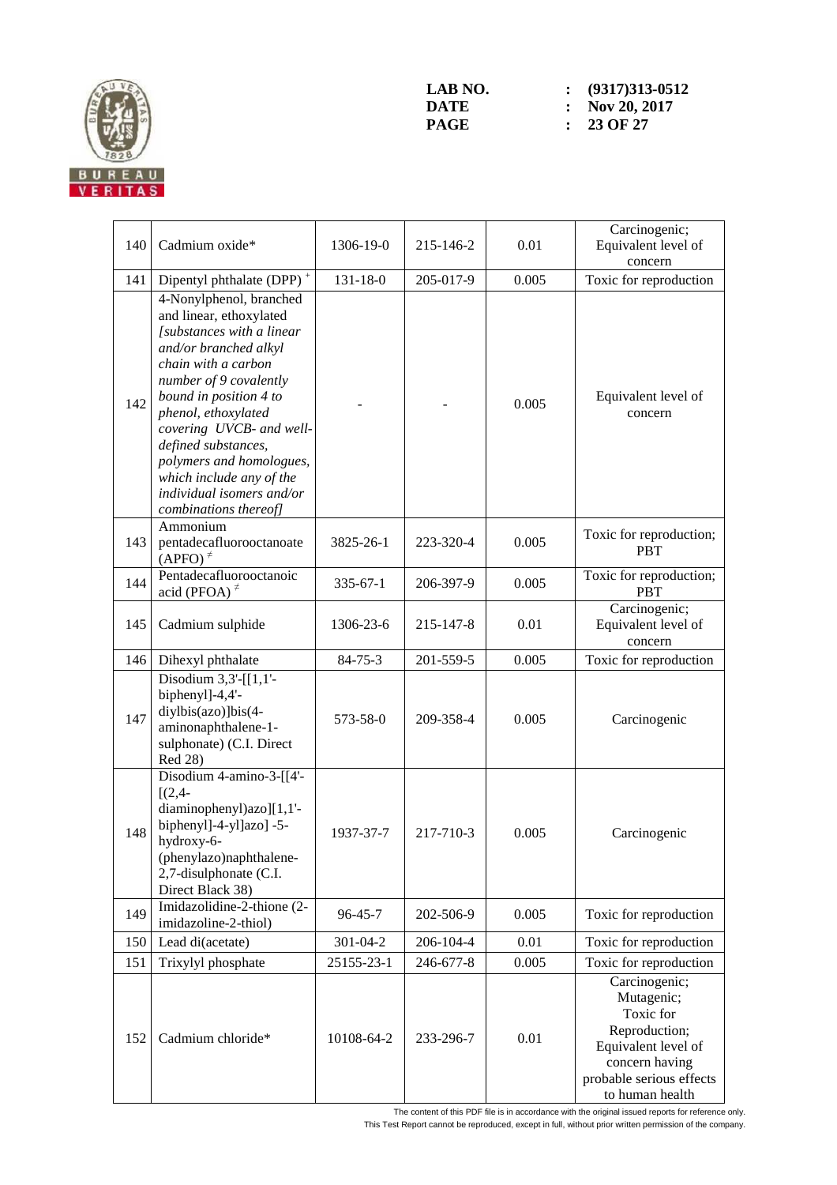| 140 | Cadmium oxide* | 1306-19-0 | 215-146-2 | 0.01 | Carcinogenic; Equivalent level of concern |
|---|---|---|---|---|---|
| 141 | Dipentyl phthalate (DPP) [+] | 131-18-0 | 205-017-9 | 0.005 | Toxic for reproduction |
| 142 | 4-Nonylphenol, branched and linear, ethoxylated *[substances with a linear and/or branched alkyl chain with a carbon number of 9 covalently bound in position 4 to phenol, ethoxylated covering UVCB- and well-defined substances, polymers and homologues, which include any of the individual isomers and/or combinations thereof]* | - | - | 0.005 | Equivalent level of concern |
| 143 | Ammonium pentadecafluorooctanoate (APFO) [≠] | 3825-26-1 | 223-320-4 | 0.005 | Toxic for reproduction; PBT |
| 144 | Pentadecafluorooctanoic acid (PFOA) [≠] | 335-67-1 | 206-397-9 | 0.005 | Toxic for reproduction; PBT |
| 145 | Cadmium sulphide | 1306-23-6 | 215-147-8 | 0.01 | Carcinogenic; Equivalent level of concern |
| 146 | Dihexyl phthalate | 84-75-3 | 201-559-5 | 0.005 | Toxic for reproduction |
| 147 | Disodium 3,3'-[[1,1'-biphenyl]-4,4'-diylbis(azo)]bis(4-aminonaphthalene-1-sulphonate) (C.I. Direct Red 28) | 573-58-0 | 209-358-4 | 0.005 | Carcinogenic |
| 148 | Disodium 4-amino-3-[[4'-[(2,4-diaminophenyl)azo][1,1'-biphenyl]-4-yl]azo] -5-hydroxy-6-(phenylazo)naphthalene-2,7-disulphonate (C.I. Direct Black 38) | 1937-37-7 | 217-710-3 | 0.005 | Carcinogenic |
| 149 | Imidazolidine-2-thione (2-imidazoline-2-thiol) | 96-45-7 | 202-506-9 | 0.005 | Toxic for reproduction |
| 150 | Lead di(acetate) | 301-04-2 | 206-104-4 | 0.01 | Toxic for reproduction |
| 151 | Trixylyl phosphate | 25155-23-1 | 246-677-8 | 0.005 | Toxic for reproduction |
| 152 | Cadmium chloride* | 10108-64-2 | 233-296-7 | 0.01 | Carcinogenic; Mutagenic; Toxic for Reproduction; Equivalent level of concern having probable serious effects to human health |

The content of this PDF file is in accordance with the original issued reports for reference only.
This Test Report cannot be reproduced, except in full, without prior written permission of the company.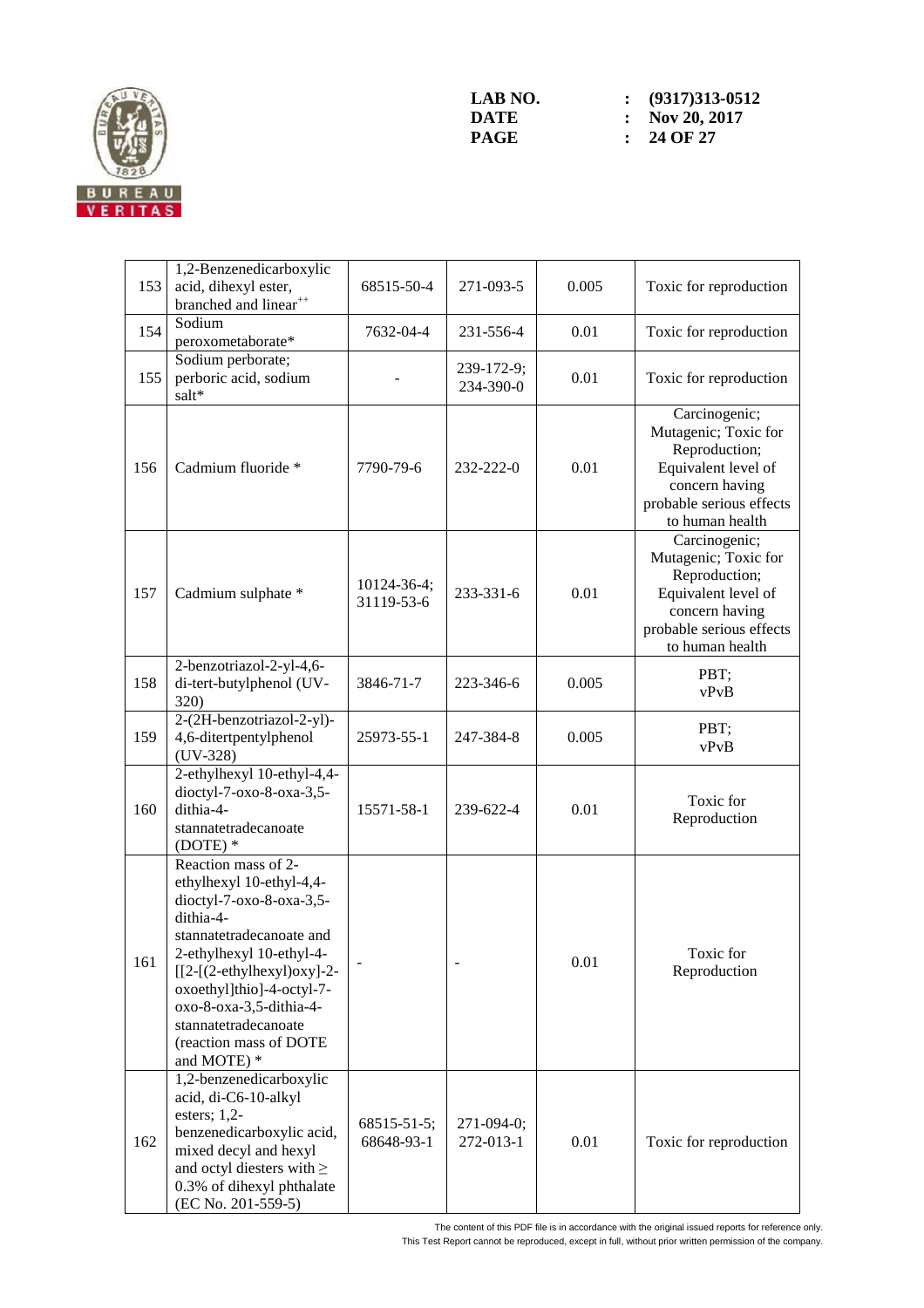| 153 | 1,2-Benzenedicarboxylic acid, dihexyl ester, branched and linear[++] | 68515-50-4 | 271-093-5 | 0.005 | Toxic for reproduction |
|---|---|---|---|---|---|
| 154 | Sodium peroxometaborate* | 7632-04-4 | 231-556-4 | 0.01 | Toxic for reproduction |
| 155 | Sodium perborate; perboric acid, sodium salt* | - | 239-172-9; 234-390-0 | 0.01 | Toxic for reproduction |
| 156 | Cadmium fluoride * | 7790-79-6 | 232-222-0 | 0.01 | Carcinogenic; Mutagenic; Toxic for Reproduction; Equivalent level of concern having probable serious effects to human health |
| 157 | Cadmium sulphate * | 10124-36-4; 31119-53-6 | 233-331-6 | 0.01 | Carcinogenic; Mutagenic; Toxic for Reproduction; Equivalent level of concern having probable serious effects to human health |
| 158 | 2-benzotriazol-2-yl-4,6-di-tert-butylphenol (UV-320) | 3846-71-7 | 223-346-6 | 0.005 | PBT; vPvB |
| 159 | 2-(2H-benzotriazol-2-yl)-4,6-ditertpentylphenol (UV-328) | 25973-55-1 | 247-384-8 | 0.005 | PBT; vPvB |
| 160 | 2-ethylhexyl 10-ethyl-4,4-dioctyl-7-oxo-8-oxa-3,5-dithia-4-stannatetradecanoate (DOTE) * | 15571-58-1 | 239-622-4 | 0.01 | Toxic for Reproduction |
| 161 | Reaction mass of 2-ethylhexyl 10-ethyl-4,4-dioctyl-7-oxo-8-oxa-3,5-dithia-4-stannatetradecanoate and 2-ethylhexyl 10-ethyl-4-[[2-[(2-ethylhexyl)oxy]-2-oxoethyl]thio]-4-octyl-7-oxo-8-oxa-3,5-dithia-4-stannatetradecanoate (reaction mass of DOTE and MOTE) * | - | - | 0.01 | Toxic for Reproduction |
| 162 | 1,2-benzenedicarboxylic acid, di-C6-10-alkyl esters; 1,2-benzenedicarboxylic acid, mixed decyl and hexyl and octyl diesters with ≥ 0.3% of dihexyl phthalate (EC No. 201-559-5) | 68515-51-5; 68648-93-1 | 271-094-0; 272-013-1 | 0.01 | Toxic for reproduction |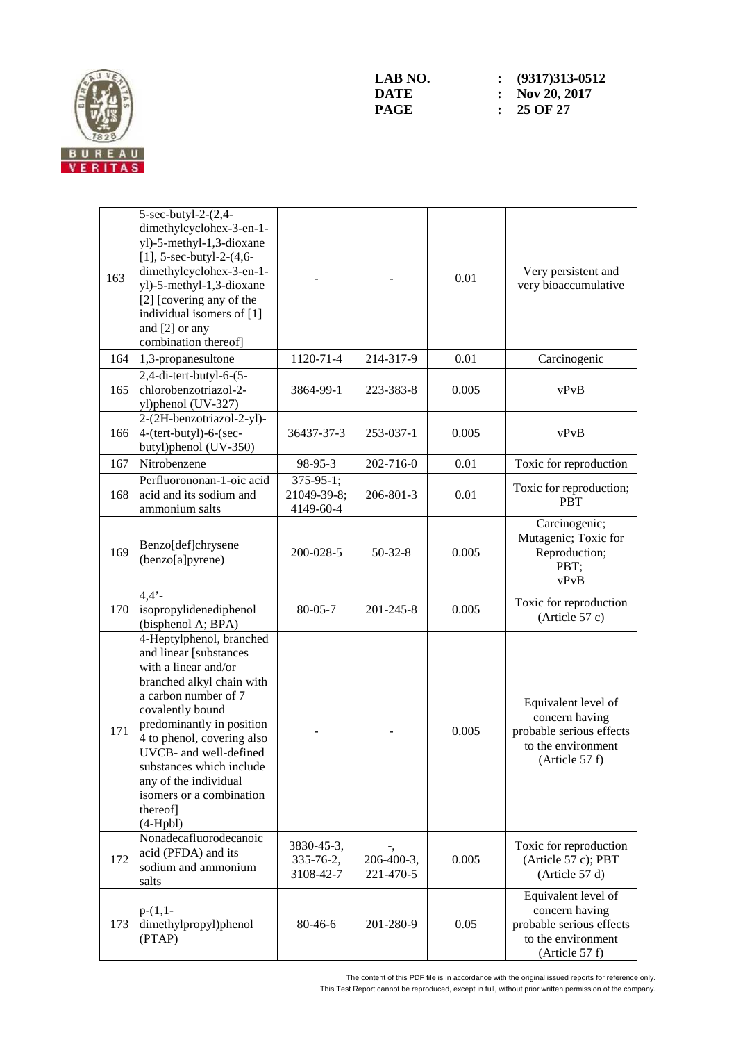| 163 | 5-sec-butyl-2-(2,4-dimethylcyclohex-3-en-1-yl)-5-methyl-1,3-dioxane [1], 5-sec-butyl-2-(4,6-dimethylcyclohex-3-en-1-yl)-5-methyl-1,3-dioxane [2] [covering any of the individual isomers of [1] and [2] or any combination thereof] | - | - | 0.01 | Very persistent and very bioaccumulative |
|---|---|---|---|---|---|
| 164 | 1,3-propanesultone | 1120-71-4 | 214-317-9 | 0.01 | Carcinogenic |
| 165 | 2,4-di-tert-butyl-6-(5-chlorobenzotriazol-2-yl)phenol (UV-327) | 3864-99-1 | 223-383-8 | 0.005 | vPvB |
| 166 | 2-(2H-benzotriazol-2-yl)-4-(tert-butyl)-6-(sec-butyl)phenol (UV-350) | 36437-37-3 | 253-037-1 | 0.005 | vPvB |
| 167 | Nitrobenzene | 98-95-3 | 202-716-0 | 0.01 | Toxic for reproduction |
| 168 | Perfluorononan-1-oic acid and its sodium and ammonium salts | 375-95-1; 21049-39-8; 4149-60-4 | 206-801-3 | 0.01 | Toxic for reproduction; PBT |
| 169 | Benzo[def]chrysene (benzo[a]pyrene) | 200-028-5 | 50-32-8 | 0.005 | Carcinogenic; Mutagenic; Toxic for Reproduction; PBT; vPvB |
| 170 | 4,4'-isopropylidenediphenol (bisphenol A; BPA) | 80-05-7 | 201-245-8 | 0.005 | Toxic for reproduction (Article 57 c) |
| 171 | 4-Heptylphenol, branched and linear [substances with a linear and/or branched alkyl chain with a carbon number of 7 covalently bound predominantly in position 4 to phenol, covering also UVCB- and well-defined substances which include any of the individual isomers or a combination thereof] (4-Hpbl) | - | - | 0.005 | Equivalent level of concern having probable serious effects to the environment (Article 57 f) |
| 172 | Nonadecafluorodecanoic acid (PFDA) and its sodium and ammonium salts | 3830-45-3, 335-76-2, 3108-42-7 | -, 206-400-3, 221-470-5 | 0.005 | Toxic for reproduction (Article 57 c); PBT (Article 57 d) |
| 173 | p-(1,1-dimethylpropyl)phenol (PTAP) | 80-46-6 | 201-280-9 | 0.05 | Equivalent level of concern having probable serious effects to the environment (Article 57 f) |

The content of this PDF file is in accordance with the original issued reports for reference only.
This Test Report cannot be reproduced, except in full, without prior written permission of the company.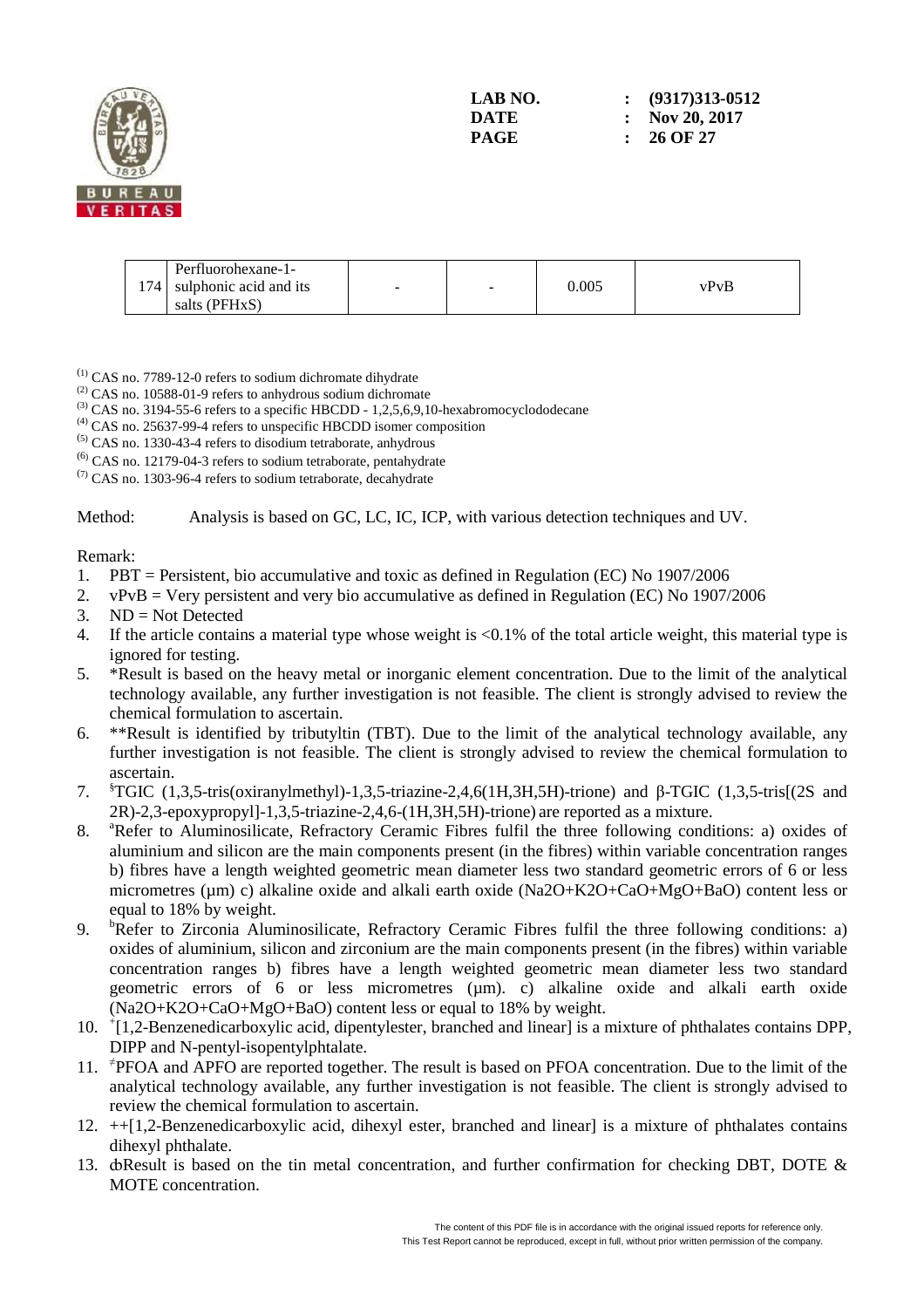| 174 | Perfluorohexane-1-sulphonic acid and its salts (PFHxS) | - | - | 0.005 | vPvB |
|---|---|---|---|---|---|

[(1)] CAS no. 7789-12-0 refers to sodium dichromate dihydrate
[(2)] CAS no. 10588-01-9 refers to anhydrous sodium dichromate
[(3)] CAS no. 3194-55-6 refers to a specific HBCDD - 1,2,5,6,9,10-hexabromocyclododecane
[(4)] CAS no. 25637-99-4 refers to unspecific HBCDD isomer composition
[(5)] CAS no. 1330-43-4 refers to disodium tetraborate, anhydrous
[(6)] CAS no. 12179-04-3 refers to sodium tetraborate, pentahydrate
[(7)] CAS no. 1303-96-4 refers to sodium tetraborate, decahydrate

Method: Analysis is based on GC, LC, IC, ICP, with various detection techniques and UV.

Remark:

1. PBT = Persistent, bio accumulative and toxic as defined in Regulation (EC) No 1907/2006
2. vPvB = Very persistent and very bio accumulative as defined in Regulation (EC) No 1907/2006
3. ND = Not Detected
4. If the article contains a material type whose weight is <0.1% of the total article weight, this material type is ignored for testing.
5. *Result is based on the heavy metal or inorganic element concentration. Due to the limit of the analytical technology available, any further investigation is not feasible. The client is strongly advised to review the chemical formulation to ascertain.
6. **Result is identified by tributyltin (TBT). Due to the limit of the analytical technology available, any further investigation is not feasible. The client is strongly advised to review the chemical formulation to ascertain.
7. [§]TGIC (1,3,5-tris(oxiranylmethyl)-1,3,5-triazine-2,4,6(1H,3H,5H)-trione) and β-TGIC (1,3,5-tris[(2S and 2R)-2,3-epoxypropyl]-1,3,5-triazine-2,4,6-(1H,3H,5H)-trione) are reported as a mixture.
8. [a]Refer to Aluminosilicate, Refractory Ceramic Fibres fulfil the three following conditions: a) oxides of aluminium and silicon are the main components present (in the fibres) within variable concentration ranges b) fibres have a length weighted geometric mean diameter less two standard geometric errors of 6 or less micrometres (μm) c) alkaline oxide and alkali earth oxide ($Na_2O+K_2O+CaO+MgO+BaO$) content less or equal to 18% by weight.
9. [b]Refer to Zirconia Aluminosilicate, Refractory Ceramic Fibres fulfil the three following conditions: a) oxides of aluminium, silicon and zirconium are the main components present (in the fibres) within variable concentration ranges b) fibres have a length weighted geometric mean diameter less two standard geometric errors of 6 or less micrometres (μm). c) alkaline oxide and alkali earth oxide ($Na_2O+K_2O+CaO+MgO+BaO$) content less or equal to 18% by weight.
10. [+][1,2-Benzenedicarboxylic acid, dipentylester, branched and linear] is a mixture of phthalates contains DPP, DIPP and N-pentyl-isopentylphtalate.
11. [≠]PFOA and APFO are reported together. The result is based on PFOA concentration. Due to the limit of the analytical technology available, any further investigation is not feasible. The client is strongly advised to review the chemical formulation to ascertain.
12. ++[1,2-Benzenedicarboxylic acid, dihexyl ester, branched and linear] is a mixture of phthalates contains dihexyl phthalate.
13. ȸResult is based on the tin metal concentration, and further confirmation for checking DBT, DOTE & MOTE concentration.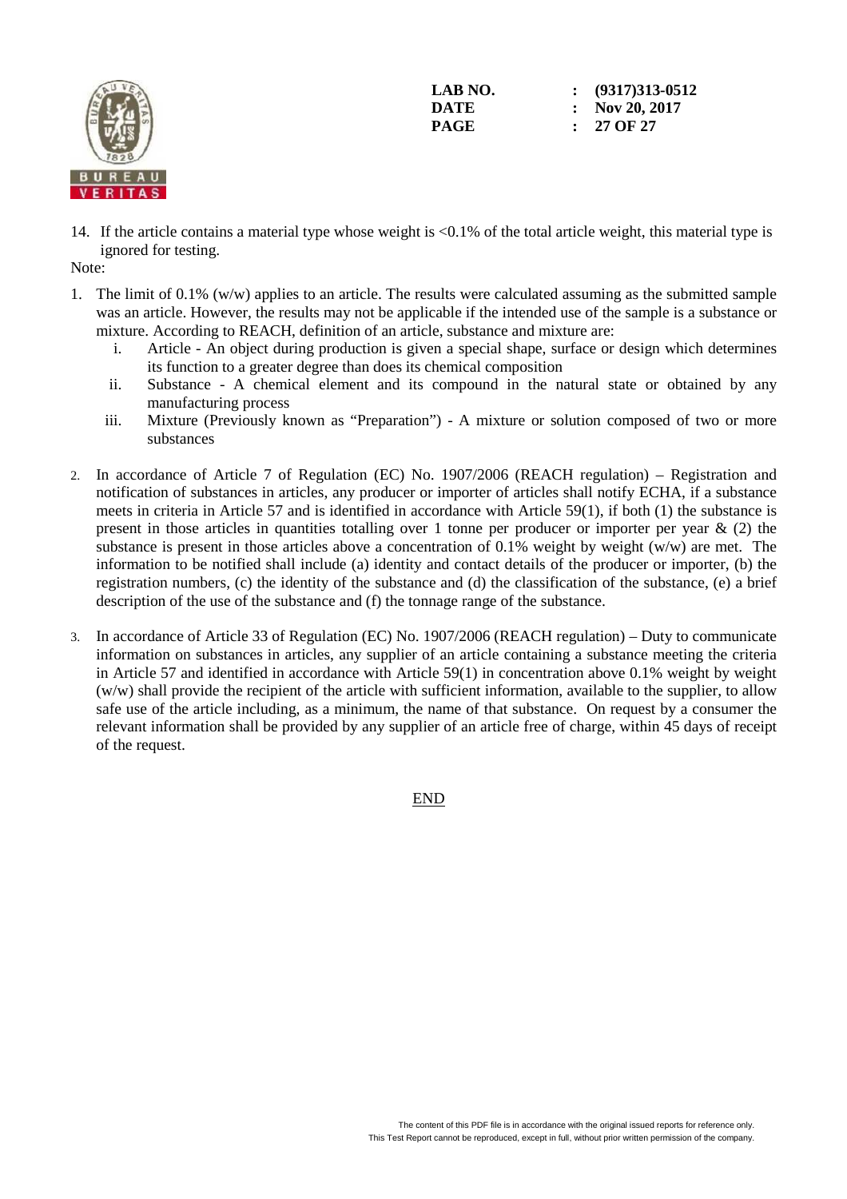14. If the article contains a material type whose weight is <0.1% of the total article weight, this material type is ignored for testing.

Note:

1. The limit of 0.1% (w/w) applies to an article. The results were calculated assuming as the submitted sample was an article. However, the results may not be applicable if the intended use of the sample is a substance or mixture. According to REACH, definition of an article, substance and mixture are:
   i. Article - An object during production is given a special shape, surface or design which determines its function to a greater degree than does its chemical composition
   ii. Substance - A chemical element and its compound in the natural state or obtained by any manufacturing process
   iii. Mixture (Previously known as “Preparation”) - A mixture or solution composed of two or more substances

2. In accordance of Article 7 of Regulation (EC) No. 1907/2006 (REACH regulation) – Registration and notification of substances in articles, any producer or importer of articles shall notify ECHA, if a substance meets in criteria in Article 57 and is identified in accordance with Article 59(1), if both (1) the substance is present in those articles in quantities totalling over 1 tonne per producer or importer per year & (2) the substance is present in those articles above a concentration of 0.1% weight by weight (w/w) are met. The information to be notified shall include (a) identity and contact details of the producer or importer, (b) the registration numbers, (c) the identity of the substance and (d) the classification of the substance, (e) a brief description of the use of the substance and (f) the tonnage range of the substance.

3. In accordance of Article 33 of Regulation (EC) No. 1907/2006 (REACH regulation) – Duty to communicate information on substances in articles, any supplier of an article containing a substance meeting the criteria in Article 57 and identified in accordance with Article 59(1) in concentration above 0.1% weight by weight (w/w) shall provide the recipient of the article with sufficient information, available to the supplier, to allow safe use of the article including, as a minimum, the name of that substance. On request by a consumer the relevant information shall be provided by any supplier of an article free of charge, within 45 days of receipt of the request.

END

The content of this PDF file is in accordance with the original issued reports for reference only.
This Test Report cannot be reproduced, except in full, without prior written permission of the company.